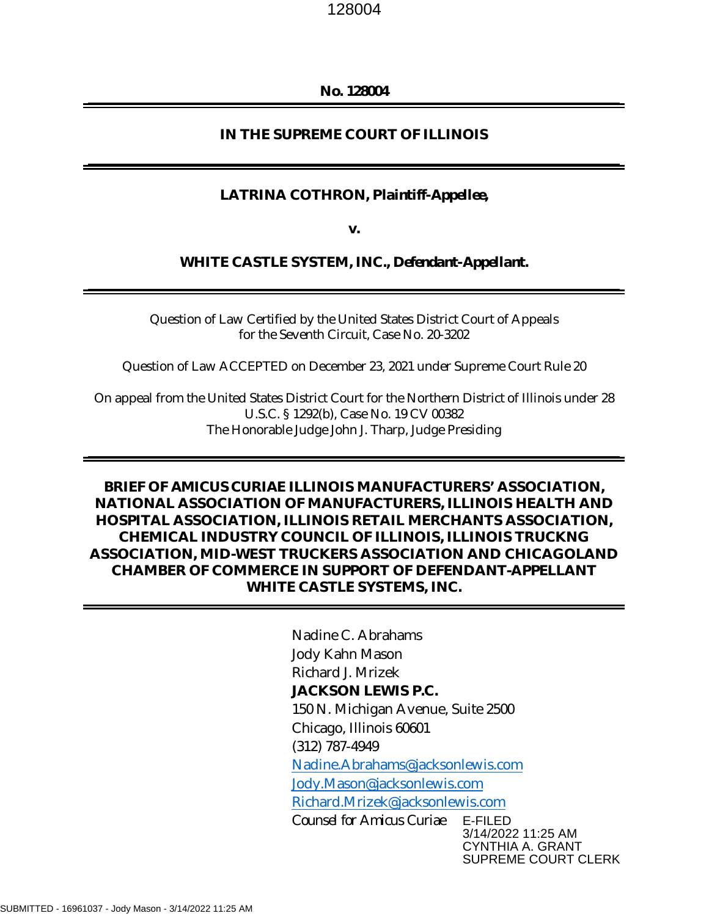**No. 128004**

---

**IN THE SUPREME COURT OF ILLINOIS**

---

**LATRINA COTHRON, Plaintiff-Appellee,**

**v.**

**WHITE CASTLE SYSTEM, INC., Defendant-Appellant.**

---

Question of Law Certified by the United States District Court of Appeals for the Seventh Circuit, Case No. 20-3202

Question of Law ACCEPTED on December 23, 2021 under Supreme Court Rule 20

On appeal from the United States District Court for the Northern District of Illinois under 28 U.S.C. § 1292(b), Case No. 19 CV 00382
The Honorable Judge John J. Tharp, Judge Presiding

---

**BRIEF OF AMICUS CURIAE ILLINOIS MANUFACTURERS' ASSOCIATION, NATIONAL ASSOCIATION OF MANUFACTURERS, ILLINOIS HEALTH AND HOSPITAL ASSOCIATION, ILLINOIS RETAIL MERCHANTS ASSOCIATION, CHEMICAL INDUSTRY COUNCIL OF ILLINOIS, ILLINOIS TRUCKNG ASSOCIATION, MID-WEST TRUCKERS ASSOCIATION AND CHICAGOLAND CHAMBER OF COMMERCE IN SUPPORT OF DEFENDANT-APPELLANT WHITE CASTLE SYSTEMS, INC.**

---

Nadine C. Abrahams
Jody Kahn Mason
Richard J. Mrizek
**JACKSON LEWIS P.C.**
150 N. Michigan Avenue, Suite 2500
Chicago, Illinois 60601
(312) 787-4949
Nadine.Abrahams@jacksonlewis.com
Jody.Mason@jacksonlewis.com
Richard.Mrizek@jacksonlewis.com
*Counsel for Amicus Curiae*

E-FILED
3/14/2022 11:25 AM
CYNTHIA A. GRANT
SUPREME COURT CLERK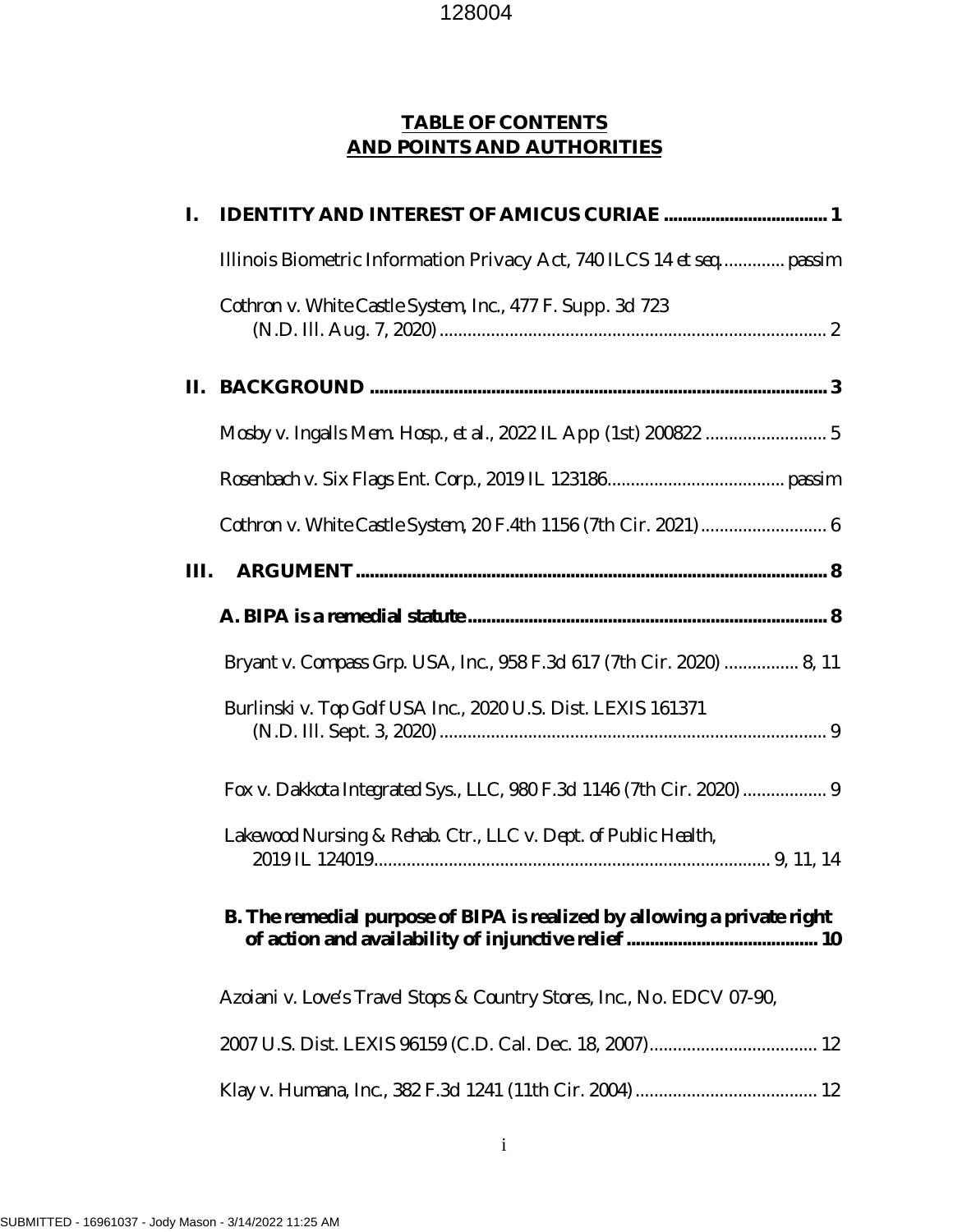# TABLE OF CONTENTS AND POINTS AND AUTHORITIES

**I. IDENTITY AND INTEREST OF AMICUS CURIAE .................................. 1**

Illinois Biometric Information Privacy Act, 740 ILCS 14 *et seq.* ............ passim

*Cothron v. White Castle System, Inc.*, 477 F. Supp. 3d 723 (N.D. Ill. Aug. 7, 2020) .................................................................................. 2

**II. BACKGROUND ................................................................................................ 3**

*Mosby v. Ingalls Mem. Hosp., et al.*, 2022 IL App (1st) 200822 ......................... 5

*Rosenbach v. Six Flags Ent. Corp.*, 2019 IL 123186..................................... passim

*Cothron v. White Castle System*, 20 F.4th 1156 (7th Cir. 2021).......................... 6

**III. ARGUMENT.................................................................................................... 8**

**A. BIPA is a remedial statute............................................................................ 8**

*Bryant v. Compass Grp. USA, Inc.*, 958 F.3d 617 (7th Cir. 2020) ................ 8, 11

*Burlinski v. Top Golf USA Inc.*, 2020 U.S. Dist. LEXIS 161371 (N.D. Ill. Sept. 3, 2020)................................................................................... 9

*Fox v. Dakkota Integrated Sys., LLC*, 980 F.3d 1146 (7th Cir. 2020) ................. 9

*Lakewood Nursing & Rehab. Ctr., LLC v. Dept. of Public Health*, 2019 IL 124019.................................................................................... 9, 11, 14

**B. The remedial purpose of BIPA is realized by allowing a private right of action and availability of injunctive relief ........................................ 10**

*Azoiani v. Love's Travel Stops & Country Stores, Inc.*, No. EDCV 07-90, 2007 U.S. Dist. LEXIS 96159 (C.D. Cal. Dec. 18, 2007)................................... 12

*Klay v. Humana, Inc.*, 382 F.3d 1241 (11th Cir. 2004)...................................... 12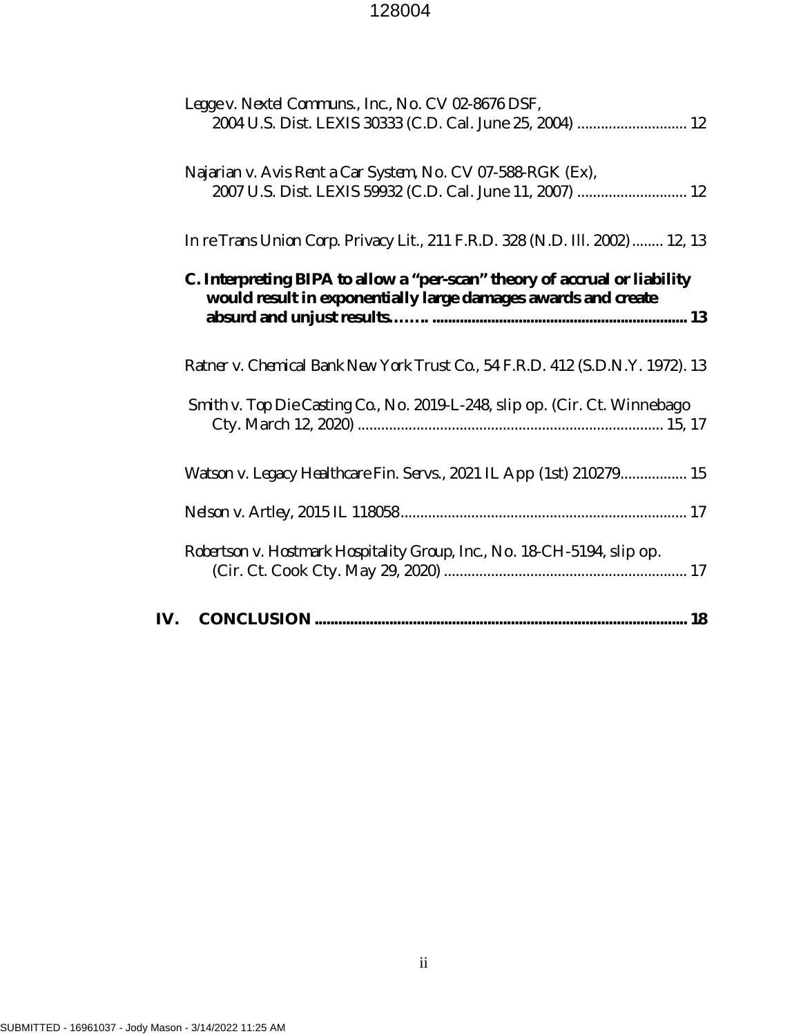*Legge v. Nextel Communs., Inc.*, No. CV 02-8676 DSF,
2004 U.S. Dist. LEXIS 30333 (C.D. Cal. June 25, 2004) ............................ 12

*Najarian v. Avis Rent a Car System*, No. CV 07-588-RGK (Ex),
2007 U.S. Dist. LEXIS 59932 (C.D. Cal. June 11, 2007) ............................ 12

*In re Trans Union Corp. Privacy Lit.*, 211 F.R.D. 328 (N.D. Ill. 2002) ........ 12, 13

**C. Interpreting BIPA to allow a "per-scan" theory of accrual or liability would result in exponentially large damages awards and create absurd and unjust results…….. ................................................................ 13**

*Ratner v. Chemical Bank New York Trust Co.*, 54 F.R.D. 412 (S.D.N.Y. 1972). 13

*Smith v. Top Die Casting Co.*, No. 2019-L-248, slip op. (Cir. Ct. Winnebago Cty. March 12, 2020) ............................................................................. 15, 17

*Watson v. Legacy Healthcare Fin. Servs.*, 2021 IL App (1st) 210279................. 15

*Nelson v. Artley*, 2015 IL 118058......................................................................... 17

*Robertson v. Hostmark Hospitality Group, Inc.*, No. 18-CH-5194, slip op. (Cir. Ct. Cook Cty. May 29, 2020) ............................................................. 17

**IV. CONCLUSION ............................................................................................. 18**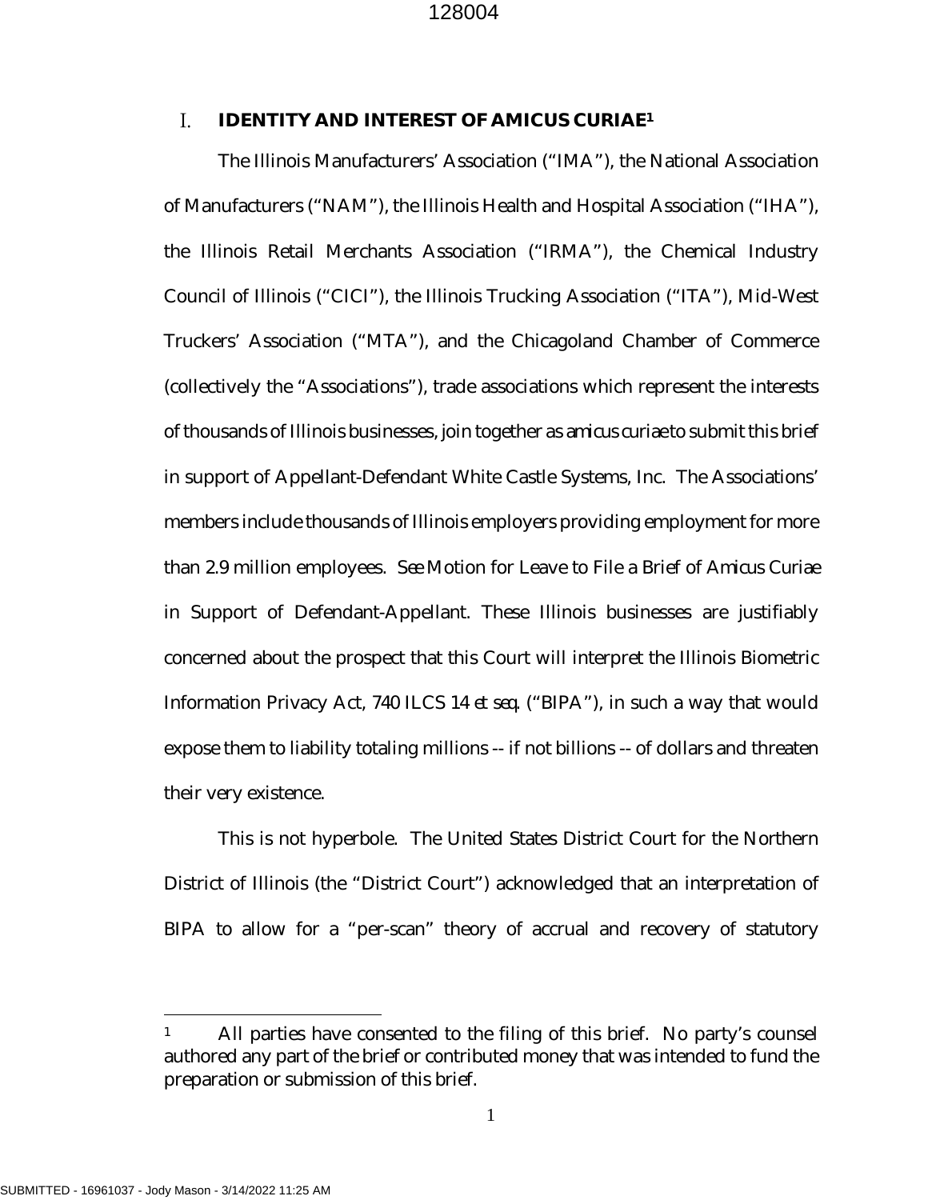## I. IDENTITY AND INTEREST OF AMICUS CURIAE[1]

The Illinois Manufacturers' Association ("IMA"), the National Association of Manufacturers ("NAM"), the Illinois Health and Hospital Association ("IHA"), the Illinois Retail Merchants Association ("IRMA"), the Chemical Industry Council of Illinois ("CICI"), the Illinois Trucking Association ("ITA"), Mid-West Truckers' Association ("MTA"), and the Chicagoland Chamber of Commerce (collectively the "Associations"), trade associations which represent the interests of thousands of Illinois businesses, join together as *amicus curiae* to submit this brief in support of Appellant-Defendant White Castle Systems, Inc. The Associations' members include thousands of Illinois employers providing employment for more than 2.9 million employees. *See* Motion for Leave to File a Brief of Amicus Curiae in Support of Defendant-Appellant. These Illinois businesses are justifiably concerned about the prospect that this Court will interpret the Illinois Biometric Information Privacy Act, 740 ILCS 14 *et seq.* ("BIPA"), in such a way that would expose them to liability totaling millions -- if not billions -- of dollars and threaten their very existence.

This is not hyperbole. The United States District Court for the Northern District of Illinois (the "District Court") acknowledged that an interpretation of BIPA to allow for a "per-scan" theory of accrual and recovery of statutory

---

[1] All parties have consented to the filing of this brief. No party's counsel authored any part of the brief or contributed money that was intended to fund the preparation or submission of this brief.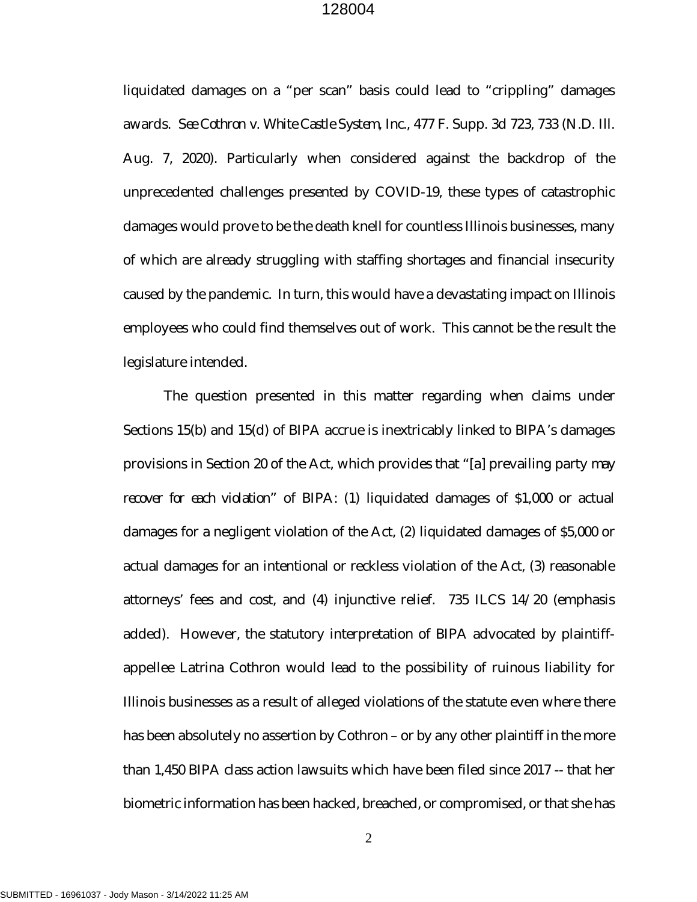liquidated damages on a "per scan" basis could lead to "crippling" damages awards. *See Cothron v. White Castle System, Inc.*, 477 F. Supp. 3d 723, 733 (N.D. Ill. Aug. 7, 2020). Particularly when considered against the backdrop of the unprecedented challenges presented by COVID-19, these types of catastrophic damages would prove to be the death knell for countless Illinois businesses, many of which are already struggling with staffing shortages and financial insecurity caused by the pandemic. In turn, this would have a devastating impact on Illinois employees who could find themselves out of work. This cannot be the result the legislature intended.

The question presented in this matter regarding when claims under Sections 15(b) and 15(d) of BIPA accrue is inextricably linked to BIPA's damages provisions in Section 20 of the Act, which provides that "[a] prevailing party *may recover for each violation*" of BIPA: (1) liquidated damages of $1,000 or actual damages for a negligent violation of the Act, (2) liquidated damages of $5,000 or actual damages for an intentional or reckless violation of the Act, (3) reasonable attorneys' fees and cost, and (4) injunctive relief. 735 ILCS 14/20 (emphasis added). However, the statutory interpretation of BIPA advocated by plaintiff-appellee Latrina Cothron would lead to the possibility of ruinous liability for Illinois businesses as a result of alleged violations of the statute even where there has been absolutely no assertion by Cothron – or by any other plaintiff in the more than 1,450 BIPA class action lawsuits which have been filed since 2017 -- that her biometric information has been hacked, breached, or compromised, or that she has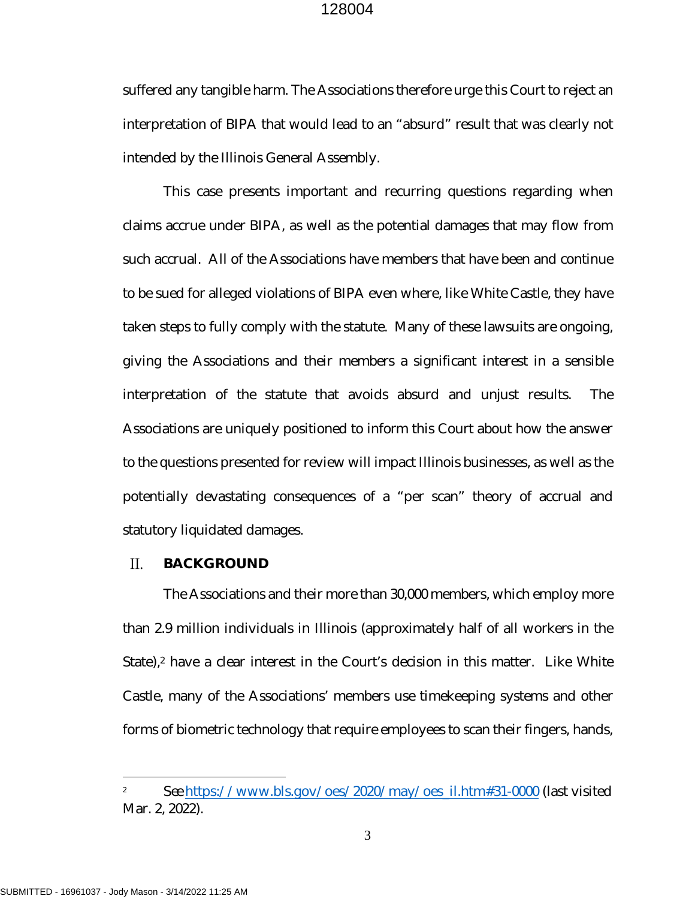suffered any tangible harm. The Associations therefore urge this Court to reject an interpretation of BIPA that would lead to an "absurd" result that was clearly not intended by the Illinois General Assembly.

This case presents important and recurring questions regarding when claims accrue under BIPA, as well as the potential damages that may flow from such accrual. All of the Associations have members that have been and continue to be sued for alleged violations of BIPA even where, like White Castle, they have taken steps to fully comply with the statute. Many of these lawsuits are ongoing, giving the Associations and their members a significant interest in a sensible interpretation of the statute that avoids absurd and unjust results. The Associations are uniquely positioned to inform this Court about how the answer to the questions presented for review will impact Illinois businesses, as well as the potentially devastating consequences of a "per scan" theory of accrual and statutory liquidated damages.

## II. BACKGROUND

The Associations and their more than 30,000 members, which employ more than 2.9 million individuals in Illinois (approximately half of all workers in the State),[2] have a clear interest in the Court's decision in this matter. Like White Castle, many of the Associations' members use timekeeping systems and other forms of biometric technology that require employees to scan their fingers, hands,

---

[2] See https://www.bls.gov/oes/2020/may/oes_il.htm#31-0000 (last visited Mar. 2, 2022).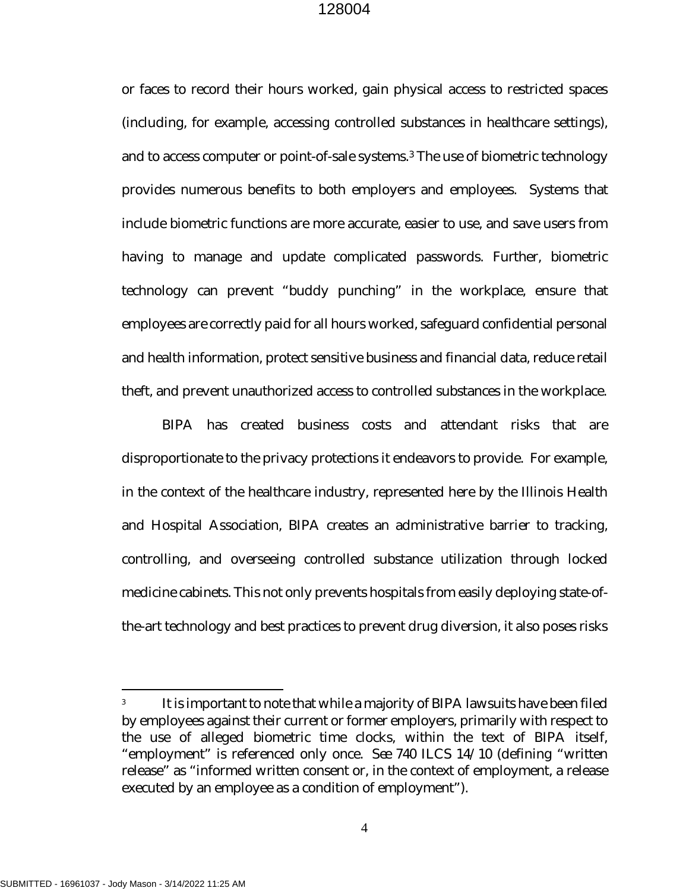or faces to record their hours worked, gain physical access to restricted spaces (including, for example, accessing controlled substances in healthcare settings), and to access computer or point-of-sale systems.[3] The use of biometric technology provides numerous benefits to both employers and employees. Systems that include biometric functions are more accurate, easier to use, and save users from having to manage and update complicated passwords. Further, biometric technology can prevent "buddy punching" in the workplace, ensure that employees are correctly paid for all hours worked, safeguard confidential personal and health information, protect sensitive business and financial data, reduce retail theft, and prevent unauthorized access to controlled substances in the workplace.

BIPA has created business costs and attendant risks that are disproportionate to the privacy protections it endeavors to provide. For example, in the context of the healthcare industry, represented here by the Illinois Health and Hospital Association, BIPA creates an administrative barrier to tracking, controlling, and overseeing controlled substance utilization through locked medicine cabinets. This not only prevents hospitals from easily deploying state-of-the-art technology and best practices to prevent drug diversion, it also poses risks

---

[3] It is important to note that while a majority of BIPA lawsuits have been filed by employees against their current or former employers, primarily with respect to the use of alleged biometric time clocks, within the text of BIPA itself, "employment" is referenced only once. *See* 740 ILCS 14/10 (defining "written release" as "informed written consent or, in the context of employment, a release executed by an employee as a condition of employment").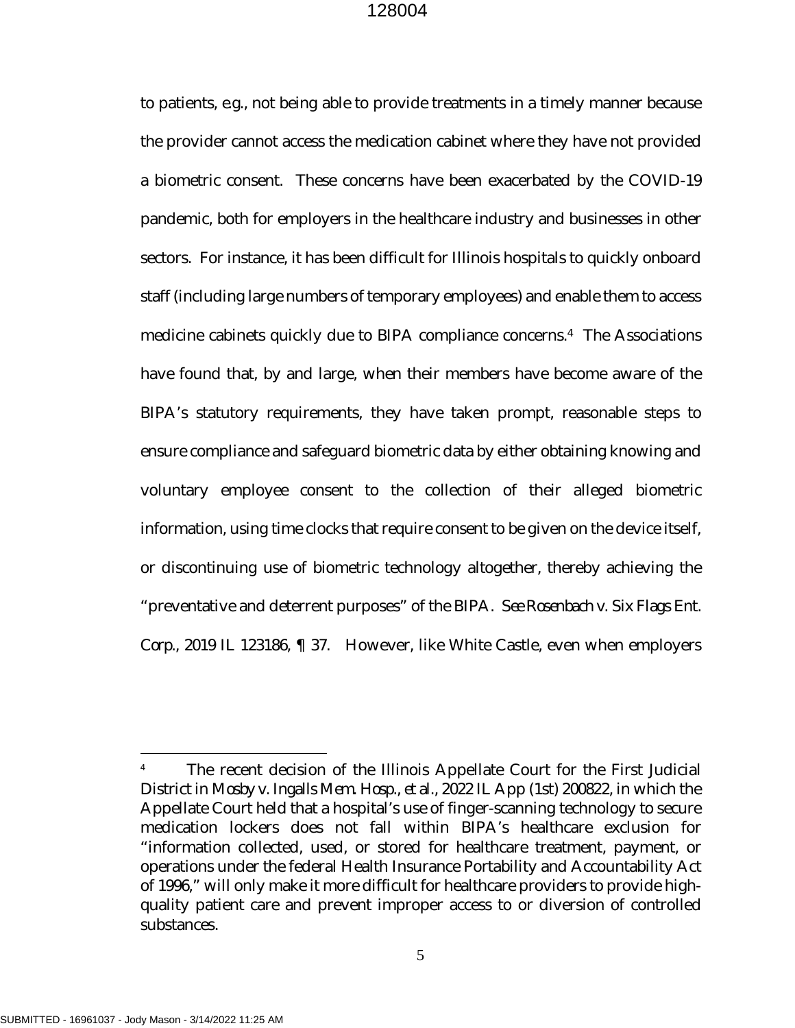to patients, e.g., not being able to provide treatments in a timely manner because the provider cannot access the medication cabinet where they have not provided a biometric consent. These concerns have been exacerbated by the COVID-19 pandemic, both for employers in the healthcare industry and businesses in other sectors. For instance, it has been difficult for Illinois hospitals to quickly onboard staff (including large numbers of temporary employees) and enable them to access medicine cabinets quickly due to BIPA compliance concerns.[4] The Associations have found that, by and large, when their members have become aware of the BIPA's statutory requirements, they have taken prompt, reasonable steps to ensure compliance and safeguard biometric data by either obtaining knowing and voluntary employee consent to the collection of their alleged biometric information, using time clocks that require consent to be given on the device itself, or discontinuing use of biometric technology altogether, thereby achieving the "preventative and deterrent purposes" of the BIPA. *See Rosenbach v. Six Flags Ent. Corp.*, 2019 IL 123186, ¶ 37. However, like White Castle, even when employers

---

[4] The recent decision of the Illinois Appellate Court for the First Judicial District in *Mosby v. Ingalls Mem. Hosp., et al.*, 2022 IL App (1st) 200822, in which the Appellate Court held that a hospital's use of finger-scanning technology to secure medication lockers does not fall within BIPA's healthcare exclusion for "information collected, used, or stored for healthcare treatment, payment, or operations under the federal Health Insurance Portability and Accountability Act of 1996," will only make it more difficult for healthcare providers to provide high-quality patient care and prevent improper access to or diversion of controlled substances.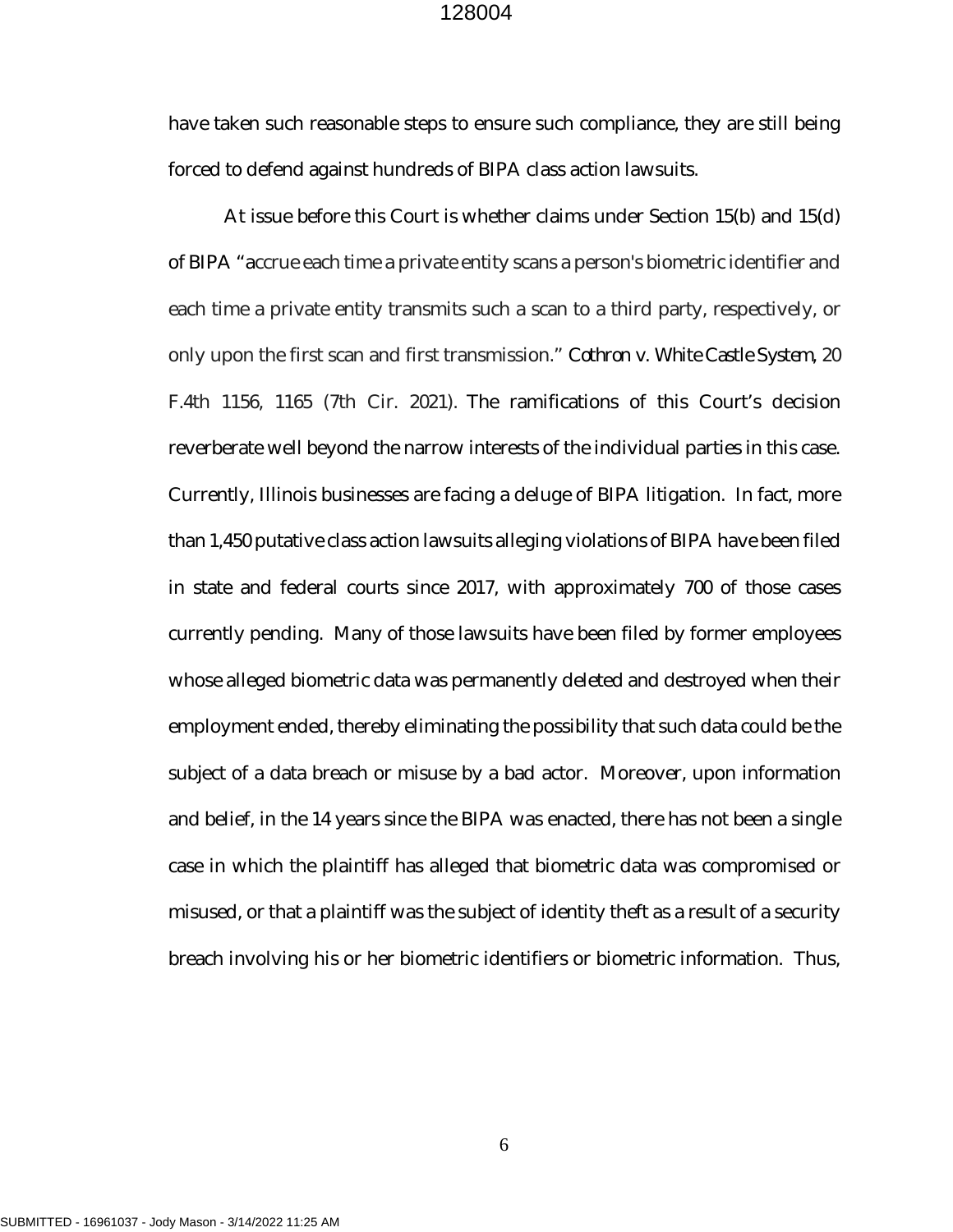have taken such reasonable steps to ensure such compliance, they are still being forced to defend against hundreds of BIPA class action lawsuits.

At issue before this Court is whether claims under Section 15(b) and 15(d) of BIPA "accrue each time a private entity scans a person's biometric identifier and each time a private entity transmits such a scan to a third party, respectively, or only upon the first scan and first transmission." *Cothron v. White Castle System*, 20 F.4th 1156, 1165 (7th Cir. 2021). The ramifications of this Court's decision reverberate well beyond the narrow interests of the individual parties in this case. Currently, Illinois businesses are facing a deluge of BIPA litigation. In fact, more than 1,450 putative class action lawsuits alleging violations of BIPA have been filed in state and federal courts since 2017, with approximately 700 of those cases currently pending. Many of those lawsuits have been filed by former employees whose alleged biometric data was permanently deleted and destroyed when their employment ended, thereby eliminating the possibility that such data could be the subject of a data breach or misuse by a bad actor. Moreover, upon information and belief, in the 14 years since the BIPA was enacted, there has not been a single case in which the plaintiff has alleged that biometric data was compromised or misused, or that a plaintiff was the subject of identity theft as a result of a security breach involving his or her biometric identifiers or biometric information. Thus,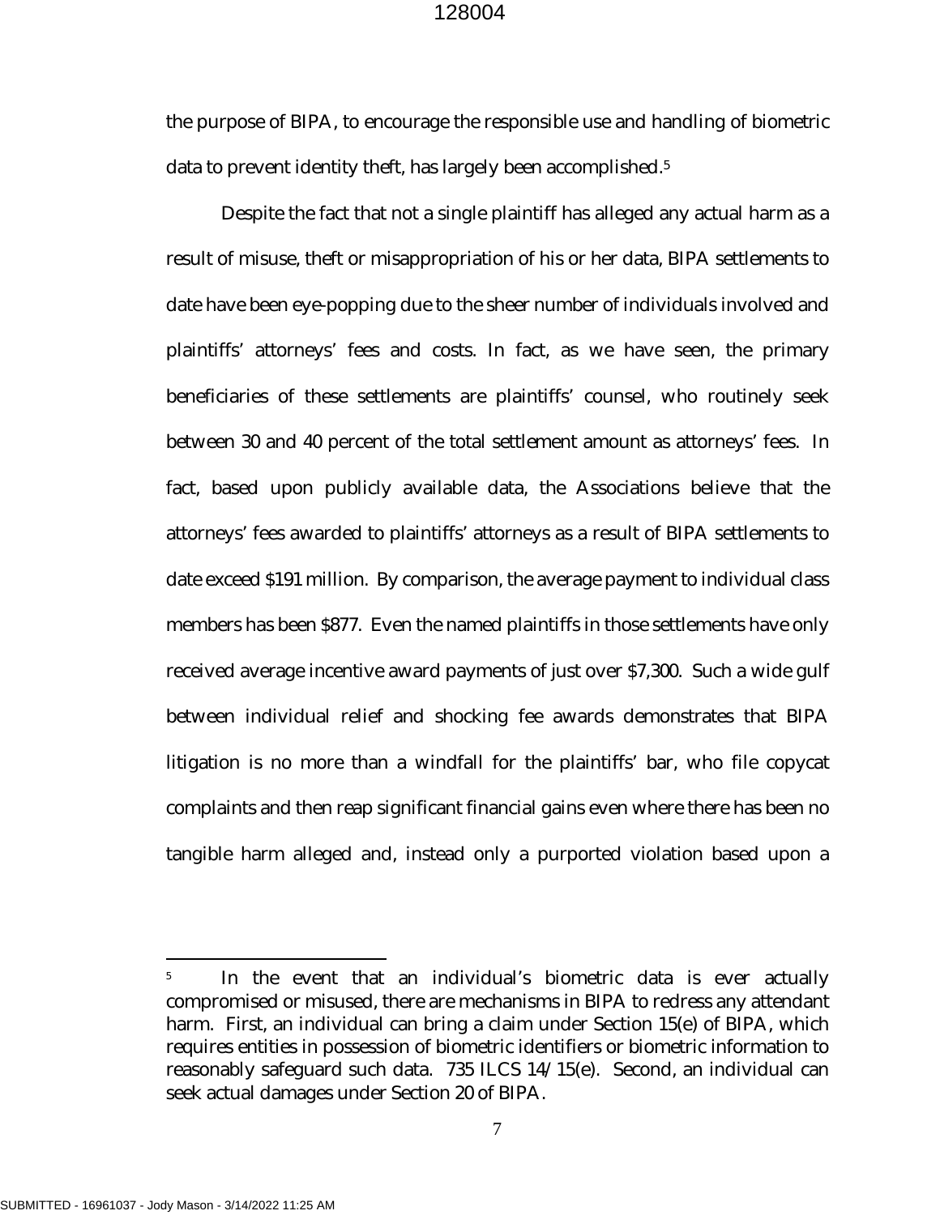the purpose of BIPA, to encourage the responsible use and handling of biometric data to prevent identity theft, has largely been accomplished.[5]

Despite the fact that not a single plaintiff has alleged any actual harm as a result of misuse, theft or misappropriation of his or her data, BIPA settlements to date have been eye-popping due to the sheer number of individuals involved and plaintiffs' attorneys' fees and costs. In fact, as we have seen, the primary beneficiaries of these settlements are plaintiffs' counsel, who routinely seek between 30 and 40 percent of the total settlement amount as attorneys' fees. In fact, based upon publicly available data, the Associations believe that the attorneys' fees awarded to plaintiffs' attorneys as a result of BIPA settlements to date exceed $191 million. By comparison, the average payment to individual class members has been $877. Even the named plaintiffs in those settlements have only received average incentive award payments of just over $7,300. Such a wide gulf between individual relief and shocking fee awards demonstrates that BIPA litigation is no more than a windfall for the plaintiffs' bar, who file copycat complaints and then reap significant financial gains even where there has been no tangible harm alleged and, instead only a purported violation based upon a

---

[5] In the event that an individual's biometric data is ever actually compromised or misused, there are mechanisms in BIPA to redress any attendant harm. First, an individual can bring a claim under Section 15(e) of BIPA, which requires entities in possession of biometric identifiers or biometric information to reasonably safeguard such data. 735 ILCS 14/15(e). Second, an individual can seek actual damages under Section 20 of BIPA.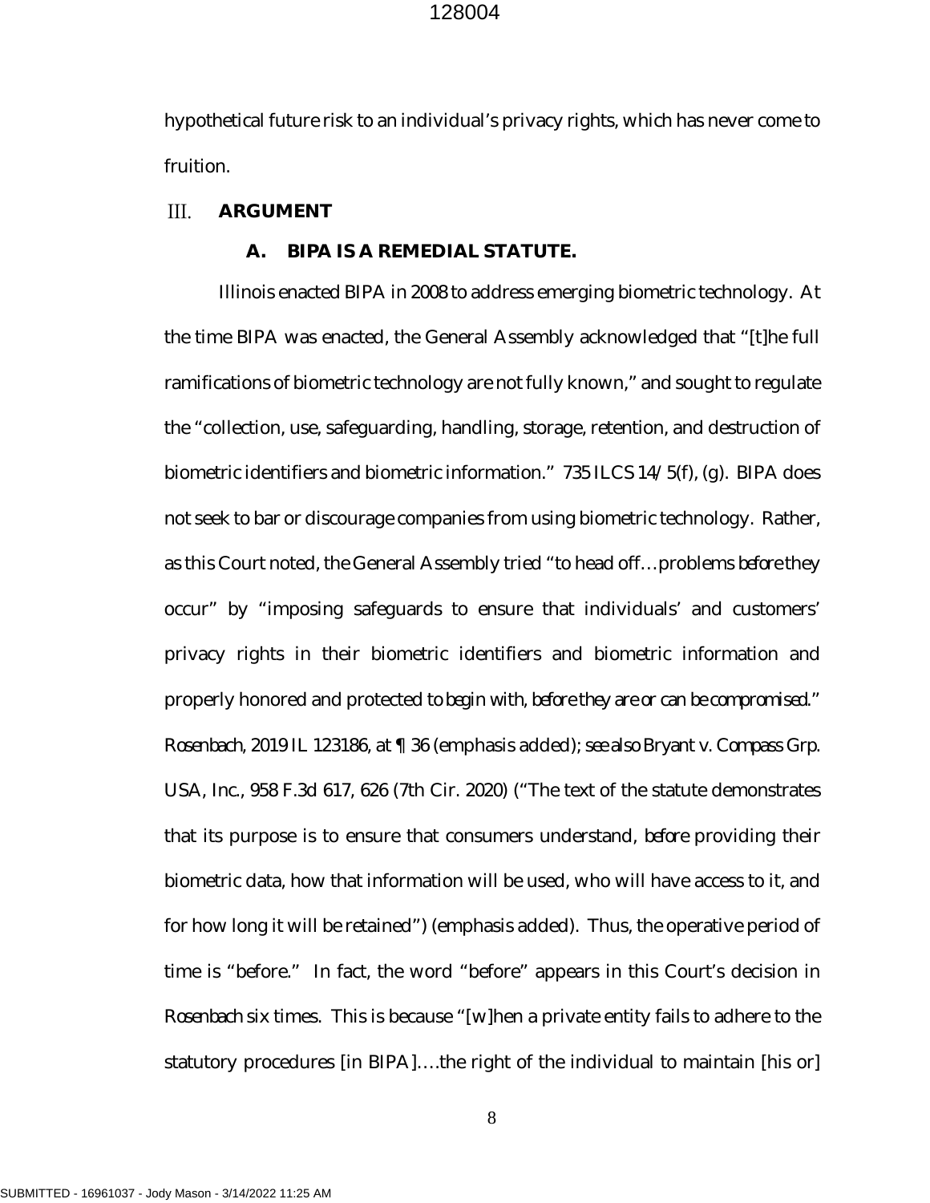hypothetical future risk to an individual's privacy rights, which has never come to fruition.

## III. ARGUMENT

### A. BIPA IS A REMEDIAL STATUTE.

Illinois enacted BIPA in 2008 to address emerging biometric technology. At the time BIPA was enacted, the General Assembly acknowledged that "[t]he full ramifications of biometric technology are not fully known," and sought to regulate the "collection, use, safeguarding, handling, storage, retention, and destruction of biometric identifiers and biometric information." 735 ILCS 14/5(f), (g). BIPA does not seek to bar or discourage companies from using biometric technology. Rather, as this Court noted, the General Assembly tried "to head off…problems *before* they occur" by "imposing safeguards to ensure that individuals' and customers' privacy rights in their biometric identifiers and biometric information and properly honored and protected *to begin with, before they are or can be compromised*." *Rosenbach*, 2019 IL 123186, at ¶ 36 (emphasis added); *see also Bryant v. Compass Grp. USA, Inc.*, 958 F.3d 617, 626 (7th Cir. 2020) ("The text of the statute demonstrates that its purpose is to ensure that consumers understand, *before* providing their biometric data, how that information will be used, who will have access to it, and for how long it will be retained") (emphasis added). Thus, the operative period of time is "before." In fact, the word "before" appears in this Court's decision in *Rosenbach* six times. This is because "[w]hen a private entity fails to adhere to the statutory procedures [in BIPA]….the right of the individual to maintain [his or]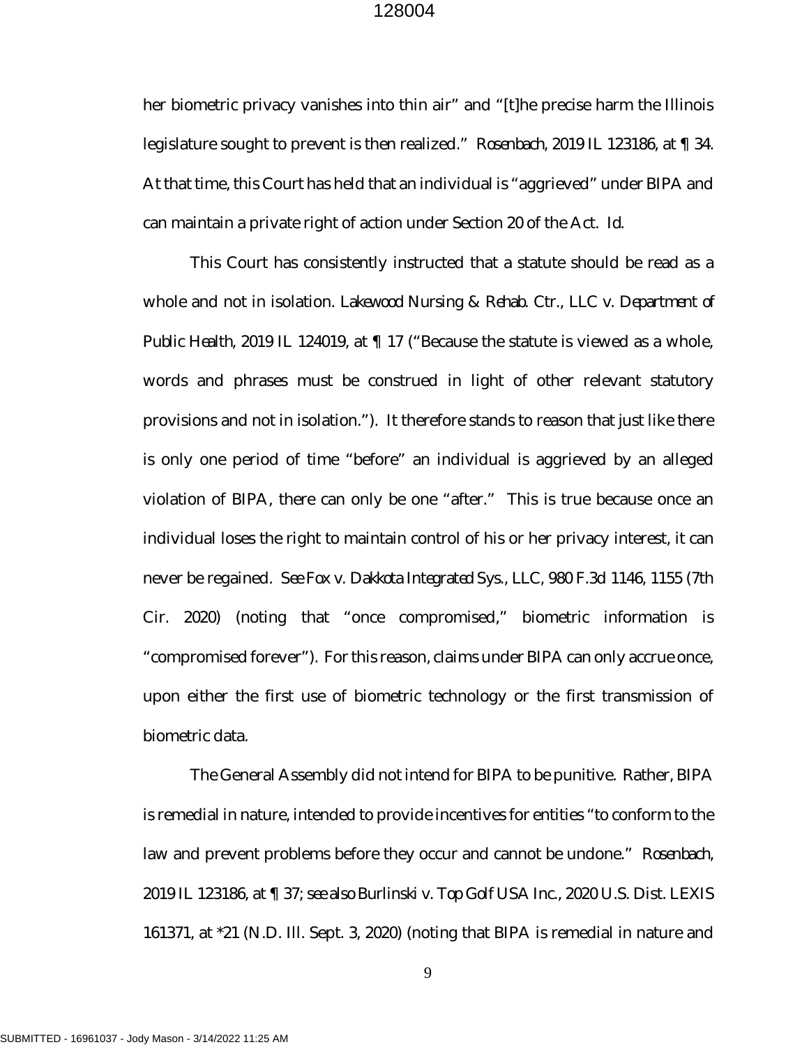her biometric privacy vanishes into thin air" and "[t]he precise harm the Illinois legislature sought to prevent is then realized." *Rosenbach*, 2019 IL 123186, at ¶ 34. At that time, this Court has held that an individual is "aggrieved" under BIPA and can maintain a private right of action under Section 20 of the Act. *Id.*

This Court has consistently instructed that a statute should be read as a whole and not in isolation. *Lakewood Nursing & Rehab. Ctr., LLC v. Department of Public Health*, 2019 IL 124019, at ¶ 17 ("Because the statute is viewed as a whole, words and phrases must be construed in light of other relevant statutory provisions and not in isolation."). It therefore stands to reason that just like there is only one period of time "before" an individual is aggrieved by an alleged violation of BIPA, there can only be one "after." This is true because once an individual loses the right to maintain control of his or her privacy interest, it can never be regained. *See Fox v. Dakkota Integrated Sys., LLC*, 980 F.3d 1146, 1155 (7th Cir. 2020) (noting that "once compromised," biometric information is "compromised forever"). For this reason, claims under BIPA can only accrue once, upon either the first use of biometric technology or the first transmission of biometric data.

The General Assembly did not intend for BIPA to be punitive. Rather, BIPA is remedial in nature, intended to provide incentives for entities "to conform to the law and prevent problems before they occur and cannot be undone." *Rosenbach*, 2019 IL 123186, at ¶ 37; *see also Burlinski v. Top Golf USA Inc.*, 2020 U.S. Dist. LEXIS 161371, at *21 (N.D. Ill. Sept. 3, 2020) (noting that BIPA is remedial in nature and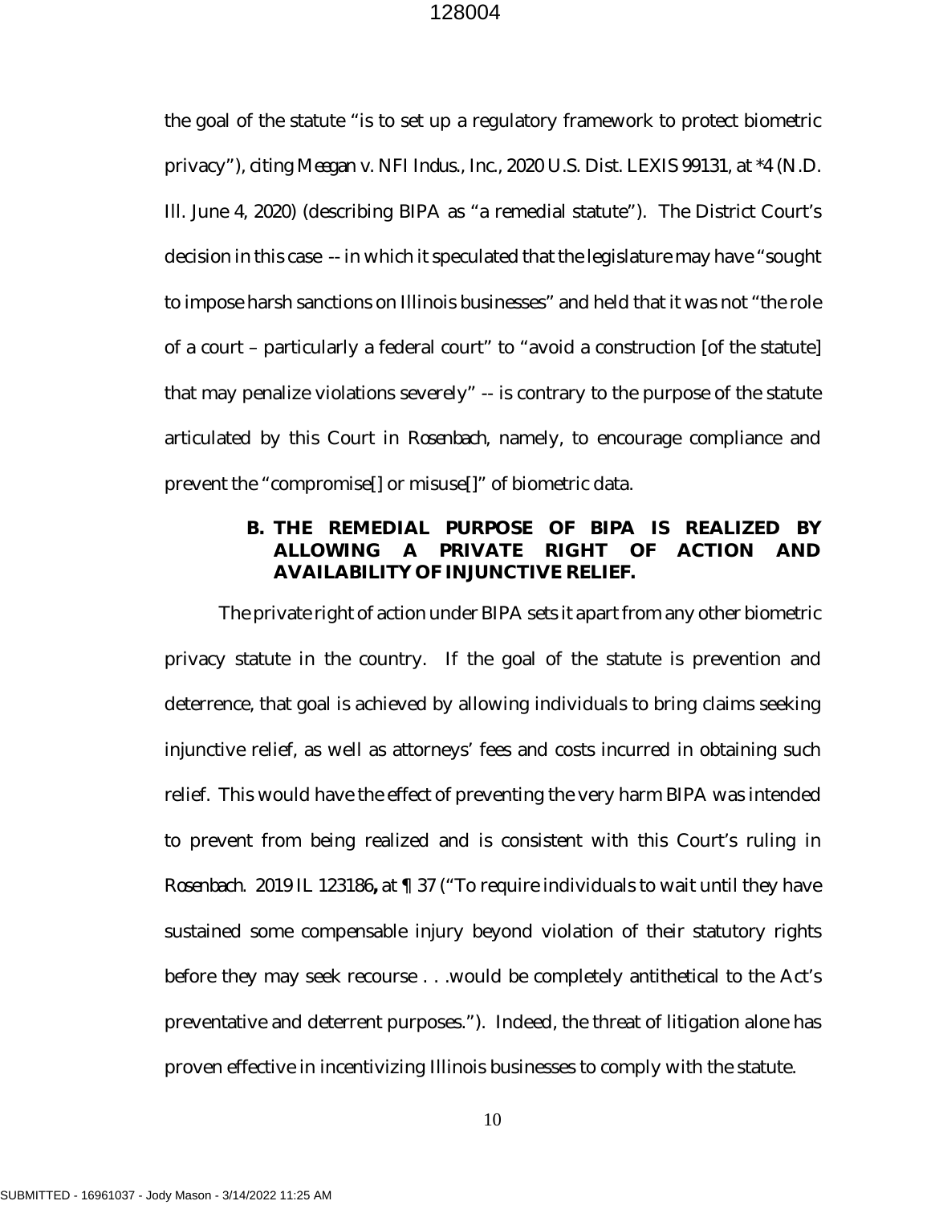the goal of the statute "is to set up a regulatory framework to protect biometric privacy"), citing *Meegan v. NFI Indus., Inc.*, 2020 U.S. Dist. LEXIS 99131, at *4 (N.D. Ill. June 4, 2020) (describing BIPA as "a remedial statute"). The District Court's decision in this case -- in which it speculated that the legislature may have "sought to impose harsh sanctions on Illinois businesses" and held that it was not "the role of a court – particularly a federal court" to "avoid a construction [of the statute] that may penalize violations severely" -- is contrary to the purpose of the statute articulated by this Court in *Rosenbach*, namely, to encourage compliance and prevent the "compromise[] or misuse[]" of biometric data.

### B. THE REMEDIAL PURPOSE OF BIPA IS REALIZED BY ALLOWING A PRIVATE RIGHT OF ACTION AND AVAILABILITY OF INJUNCTIVE RELIEF.

The private right of action under BIPA sets it apart from any other biometric privacy statute in the country. If the goal of the statute is prevention and deterrence, that goal is achieved by allowing individuals to bring claims seeking injunctive relief, as well as attorneys' fees and costs incurred in obtaining such relief. This would have the effect of preventing the very harm BIPA was intended to prevent from being realized and is consistent with this Court's ruling in *Rosenbach*. 2019 IL 123186**,** at ¶ 37 ("To require individuals to wait until they have sustained some compensable injury beyond violation of their statutory rights before they may seek recourse . . .would be completely antithetical to the Act's preventative and deterrent purposes."). Indeed, the threat of litigation alone has proven effective in incentivizing Illinois businesses to comply with the statute.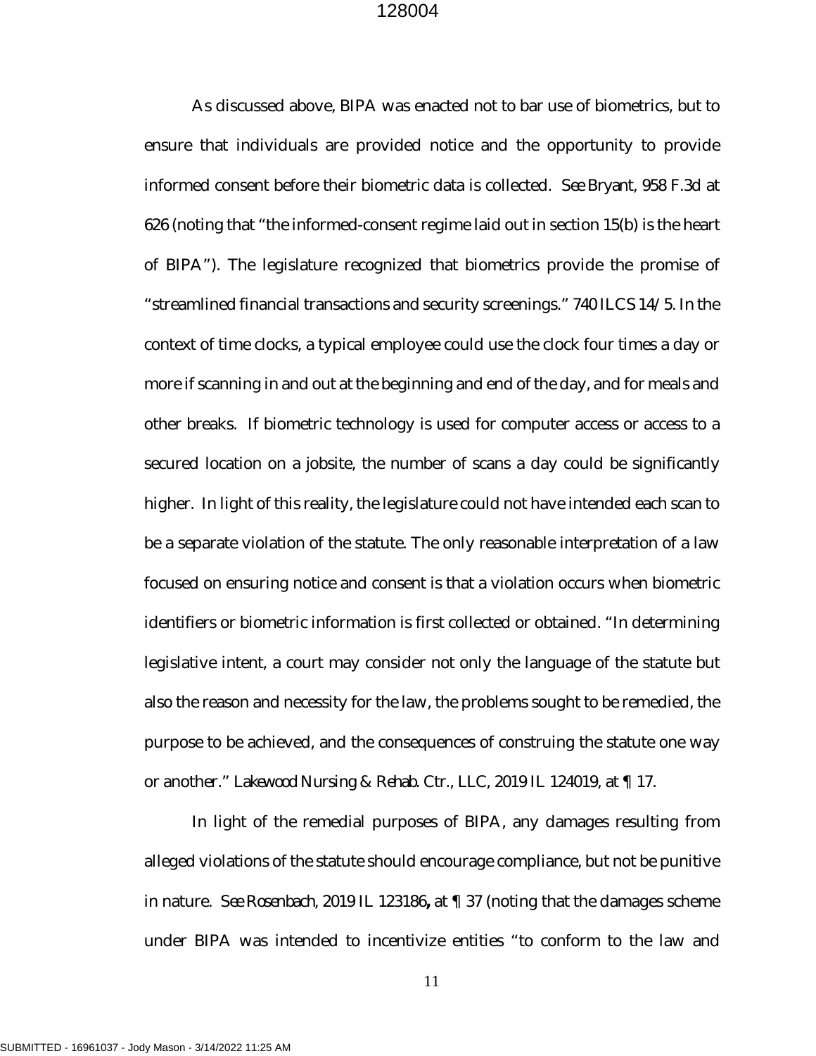As discussed above, BIPA was enacted not to bar use of biometrics, but to ensure that individuals are provided notice and the opportunity to provide informed consent before their biometric data is collected. *See Bryant*, 958 F.3d at 626 (noting that "the informed-consent regime laid out in section 15(b) is the heart of BIPA"). The legislature recognized that biometrics provide the promise of "streamlined financial transactions and security screenings." 740 ILCS 14/5. In the context of time clocks, a typical employee could use the clock four times a day or more if scanning in and out at the beginning and end of the day, and for meals and other breaks. If biometric technology is used for computer access or access to a secured location on a jobsite, the number of scans a day could be significantly higher. In light of this reality, the legislature could not have intended each scan to be a separate violation of the statute. The only reasonable interpretation of a law focused on ensuring notice and consent is that a violation occurs when biometric identifiers or biometric information is first collected or obtained. "In determining legislative intent, a court may consider not only the language of the statute but also the reason and necessity for the law, the problems sought to be remedied, the purpose to be achieved, and the consequences of construing the statute one way or another." *Lakewood Nursing & Rehab. Ctr., LLC*, 2019 IL 124019, at ¶ 17.

In light of the remedial purposes of BIPA, any damages resulting from alleged violations of the statute should encourage compliance, but not be punitive in nature. *See Rosenbach*, 2019 IL 123186**,** at ¶ 37 (noting that the damages scheme under BIPA was intended to incentivize entities "to conform to the law and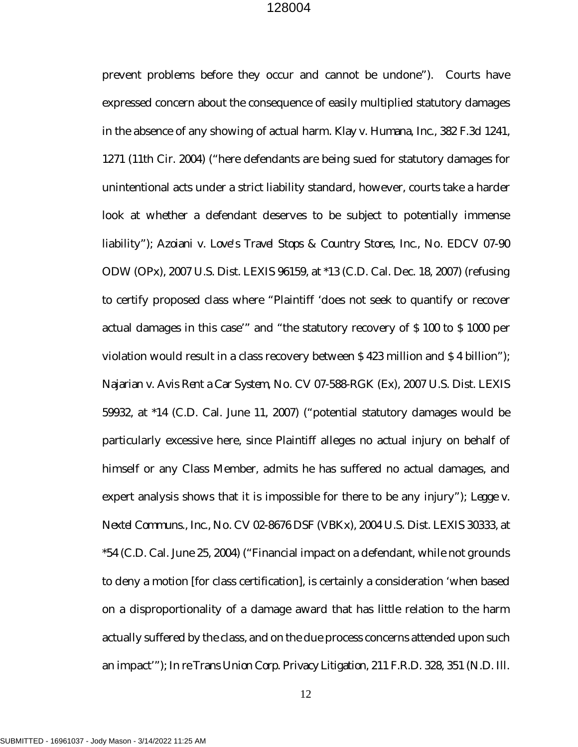prevent problems before they occur and cannot be undone"). Courts have expressed concern about the consequence of easily multiplied statutory damages in the absence of any showing of actual harm. *Klay v. Humana, Inc.*, 382 F.3d 1241, 1271 (11th Cir. 2004) ("here defendants are being sued for statutory damages for unintentional acts under a strict liability standard, however, courts take a harder look at whether a defendant deserves to be subject to potentially immense liability"); *Azoiani v. Love's Travel Stops & Country Stores, Inc.*, No. EDCV 07-90 ODW (OPx), 2007 U.S. Dist. LEXIS 96159, at *13 (C.D. Cal. Dec. 18, 2007) (refusing to certify proposed class where "Plaintiff 'does not seek to quantify or recover actual damages in this case'" and "the statutory recovery of $ 100 to $ 1000 per violation would result in a class recovery between $ 423 million and $ 4 billion"); *Najarian v. Avis Rent a Car System*, No. CV 07-588-RGK (Ex), 2007 U.S. Dist. LEXIS 59932, at *14 (C.D. Cal. June 11, 2007) ("potential statutory damages would be particularly excessive here, since Plaintiff alleges no actual injury on behalf of himself or any Class Member, admits he has suffered no actual damages, and expert analysis shows that it is impossible for there to be any injury"); *Legge v. Nextel Communs., Inc.*, No. CV 02-8676 DSF (VBKx), 2004 U.S. Dist. LEXIS 30333, at *54 (C.D. Cal. June 25, 2004) ("Financial impact on a defendant, while not grounds to deny a motion [for class certification], is certainly a consideration 'when based on a disproportionality of a damage award that has little relation to the harm actually suffered by the class, and on the due process concerns attended upon such an impact'"); *In re Trans Union Corp. Privacy Litigation*, 211 F.R.D. 328, 351 (N.D. Ill.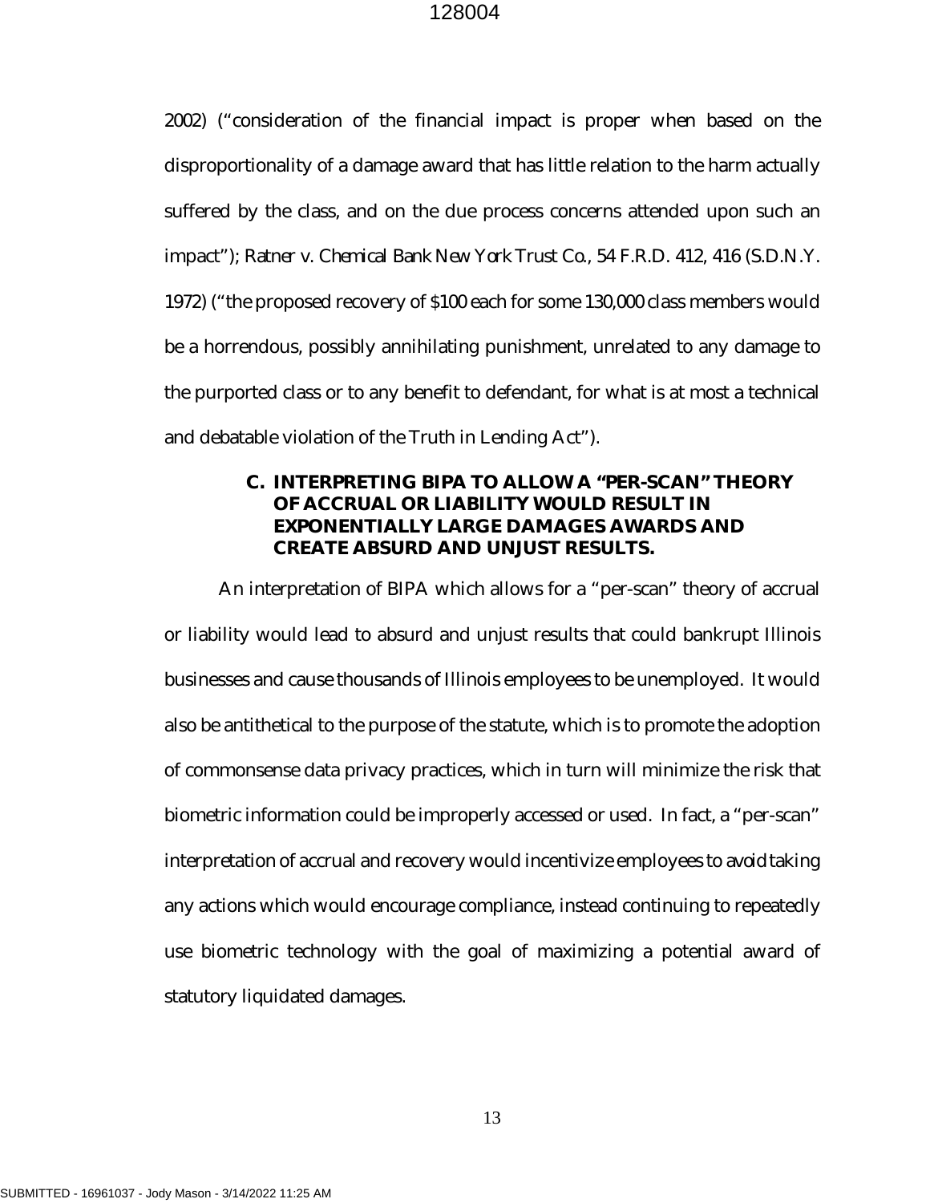2002) ("consideration of the financial impact is proper when based on the disproportionality of a damage award that has little relation to the harm actually suffered by the class, and on the due process concerns attended upon such an impact"); *Ratner v. Chemical Bank New York Trust Co.*, 54 F.R.D. 412, 416 (S.D.N.Y. 1972) ("the proposed recovery of $100 each for some 130,000 class members would be a horrendous, possibly annihilating punishment, unrelated to any damage to the purported class or to any benefit to defendant, for what is at most a technical and debatable violation of the Truth in Lending Act").

### C. INTERPRETING BIPA TO ALLOW A "PER-SCAN" THEORY OF ACCRUAL OR LIABILITY WOULD RESULT IN EXPONENTIALLY LARGE DAMAGES AWARDS AND CREATE ABSURD AND UNJUST RESULTS.

An interpretation of BIPA which allows for a "per-scan" theory of accrual or liability would lead to absurd and unjust results that could bankrupt Illinois businesses and cause thousands of Illinois employees to be unemployed. It would also be antithetical to the purpose of the statute, which is to promote the adoption of commonsense data privacy practices, which in turn will minimize the risk that biometric information could be improperly accessed or used. In fact, a "per-scan" interpretation of accrual and recovery would incentivize employees to avoid taking any actions which would encourage compliance, instead continuing to repeatedly use biometric technology with the goal of maximizing a potential award of statutory liquidated damages.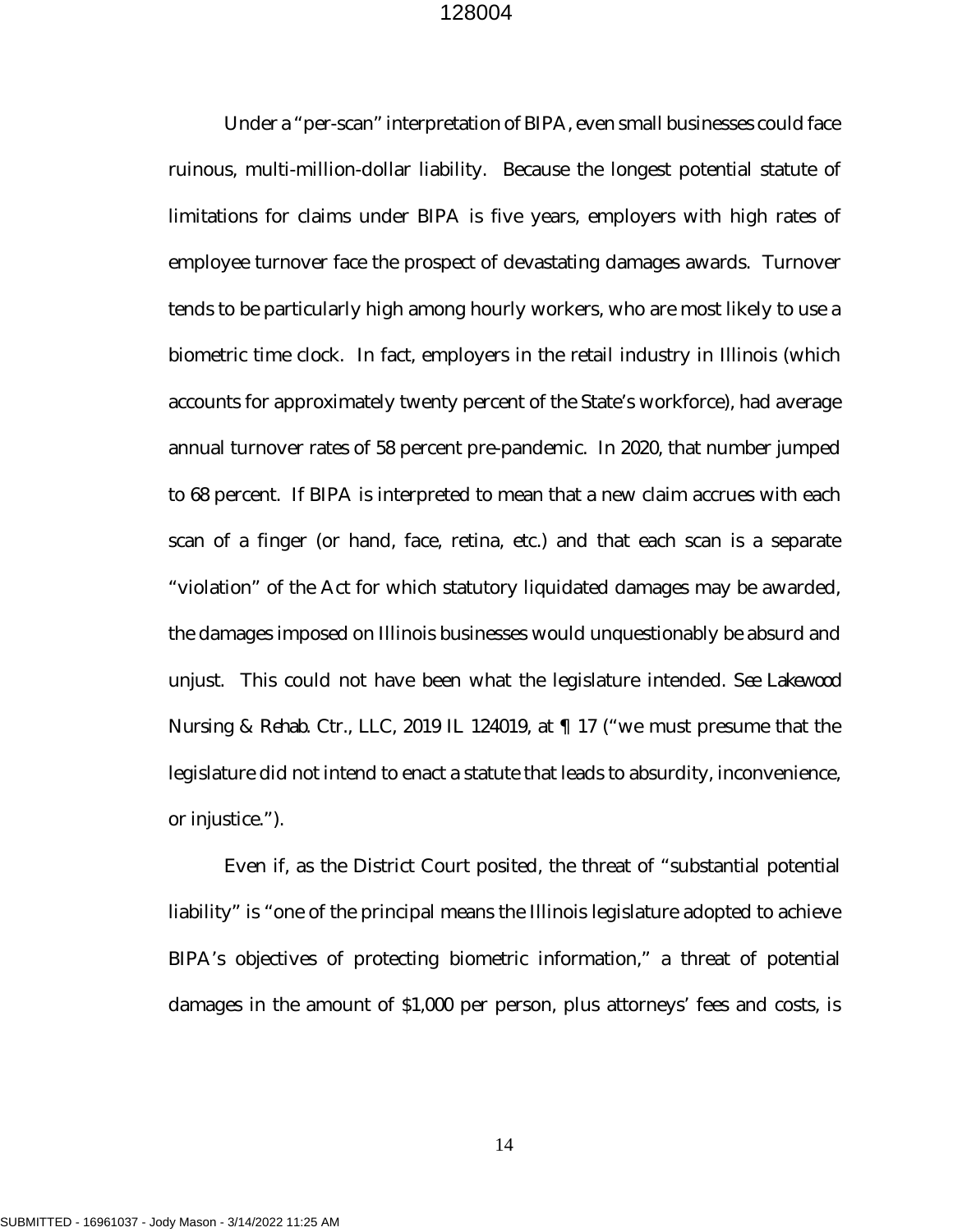Under a "per-scan" interpretation of BIPA, even small businesses could face ruinous, multi-million-dollar liability. Because the longest potential statute of limitations for claims under BIPA is five years, employers with high rates of employee turnover face the prospect of devastating damages awards. Turnover tends to be particularly high among hourly workers, who are most likely to use a biometric time clock. In fact, employers in the retail industry in Illinois (which accounts for approximately twenty percent of the State's workforce), had average annual turnover rates of 58 percent pre-pandemic. In 2020, that number jumped to 68 percent. If BIPA is interpreted to mean that a new claim accrues with each scan of a finger (or hand, face, retina, etc.) and that each scan is a separate "violation" of the Act for which statutory liquidated damages may be awarded, the damages imposed on Illinois businesses would unquestionably be absurd and unjust. This could not have been what the legislature intended. *See Lakewood Nursing & Rehab. Ctr., LLC*, 2019 IL 124019, at ¶ 17 ("we must presume that the legislature did not intend to enact a statute that leads to absurdity, inconvenience, or injustice.").

Even if, as the District Court posited, the threat of "substantial potential liability" is "one of the principal means the Illinois legislature adopted to achieve BIPA's objectives of protecting biometric information," a threat of potential damages in the amount of $1,000 per person, plus attorneys' fees and costs, is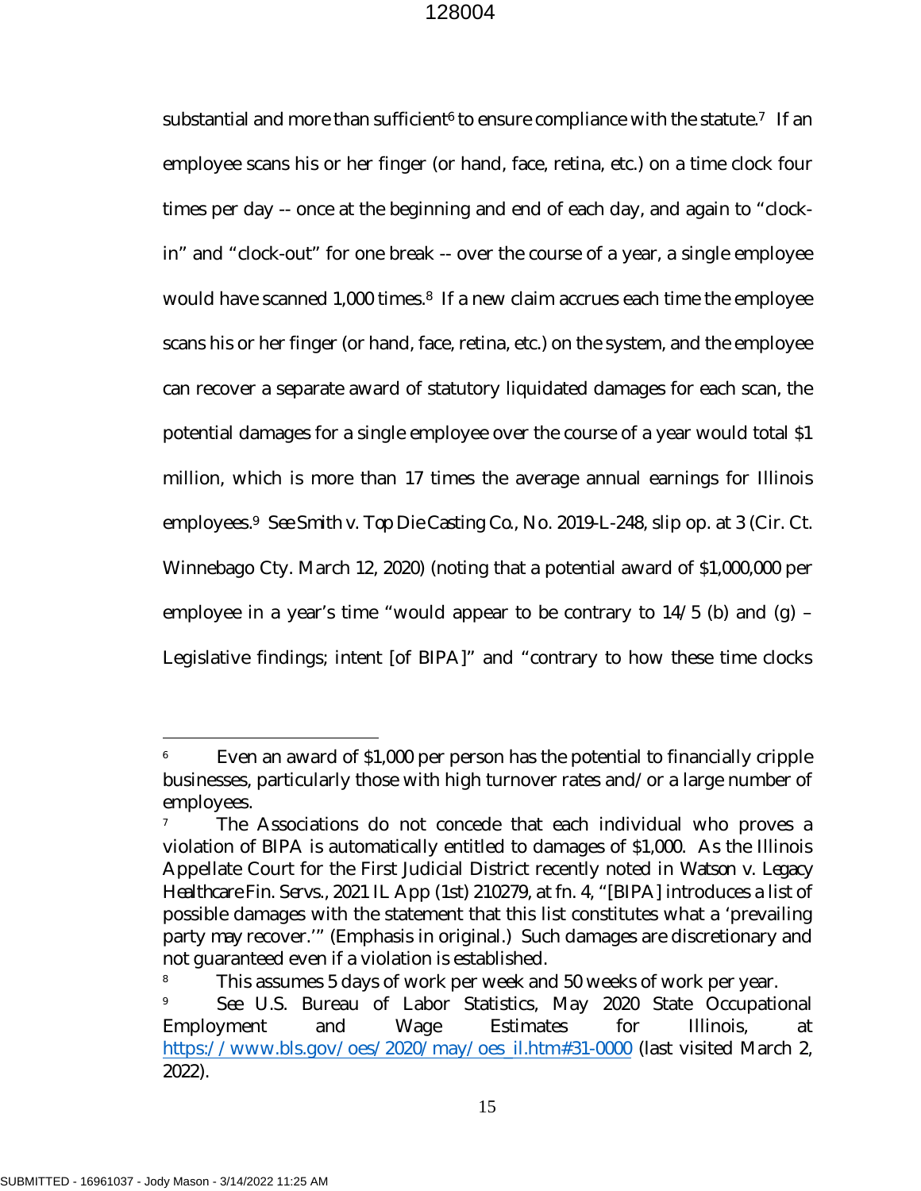substantial and more than sufficient[6] to ensure compliance with the statute.[7] If an employee scans his or her finger (or hand, face, retina, etc.) on a time clock four times per day -- once at the beginning and end of each day, and again to "clock-in" and "clock-out" for one break -- over the course of a year, a single employee would have scanned 1,000 times.[8] If a new claim accrues each time the employee scans his or her finger (or hand, face, retina, etc.) on the system, and the employee can recover a separate award of statutory liquidated damages for each scan, the potential damages for a single employee over the course of a year would total $1 million, which is more than 17 times the average annual earnings for Illinois employees.[9] *See Smith v. Top Die Casting Co.*, No. 2019-L-248, slip op. at 3 (Cir. Ct. Winnebago Cty. March 12, 2020) (noting that a potential award of $1,000,000 per employee in a year's time "would appear to be contrary to 14/5 (b) and (g) – Legislative findings; intent [of BIPA]" and "contrary to how these time clocks

---

[6] Even an award of $1,000 per person has the potential to financially cripple businesses, particularly those with high turnover rates and/or a large number of employees.

[7] The Associations do not concede that each individual who proves a violation of BIPA is automatically entitled to damages of $1,000. As the Illinois Appellate Court for the First Judicial District recently noted in *Watson v. Legacy Healthcare Fin. Servs.*, 2021 IL App (1st) 210279, at fn. 4, "[BIPA] introduces a list of possible damages with the statement that this list constitutes what a 'prevailing party *may* recover.'" (Emphasis in original.) Such damages are discretionary and not guaranteed even if a violation is established.

[8] This assumes 5 days of work per week and 50 weeks of work per year.

[9] *See* U.S. Bureau of Labor Statistics, May 2020 State Occupational Employment and Wage Estimates for Illinois, at https://www.bls.gov/oes/2020/may/oes_il.htm#31-0000 (last visited March 2, 2022).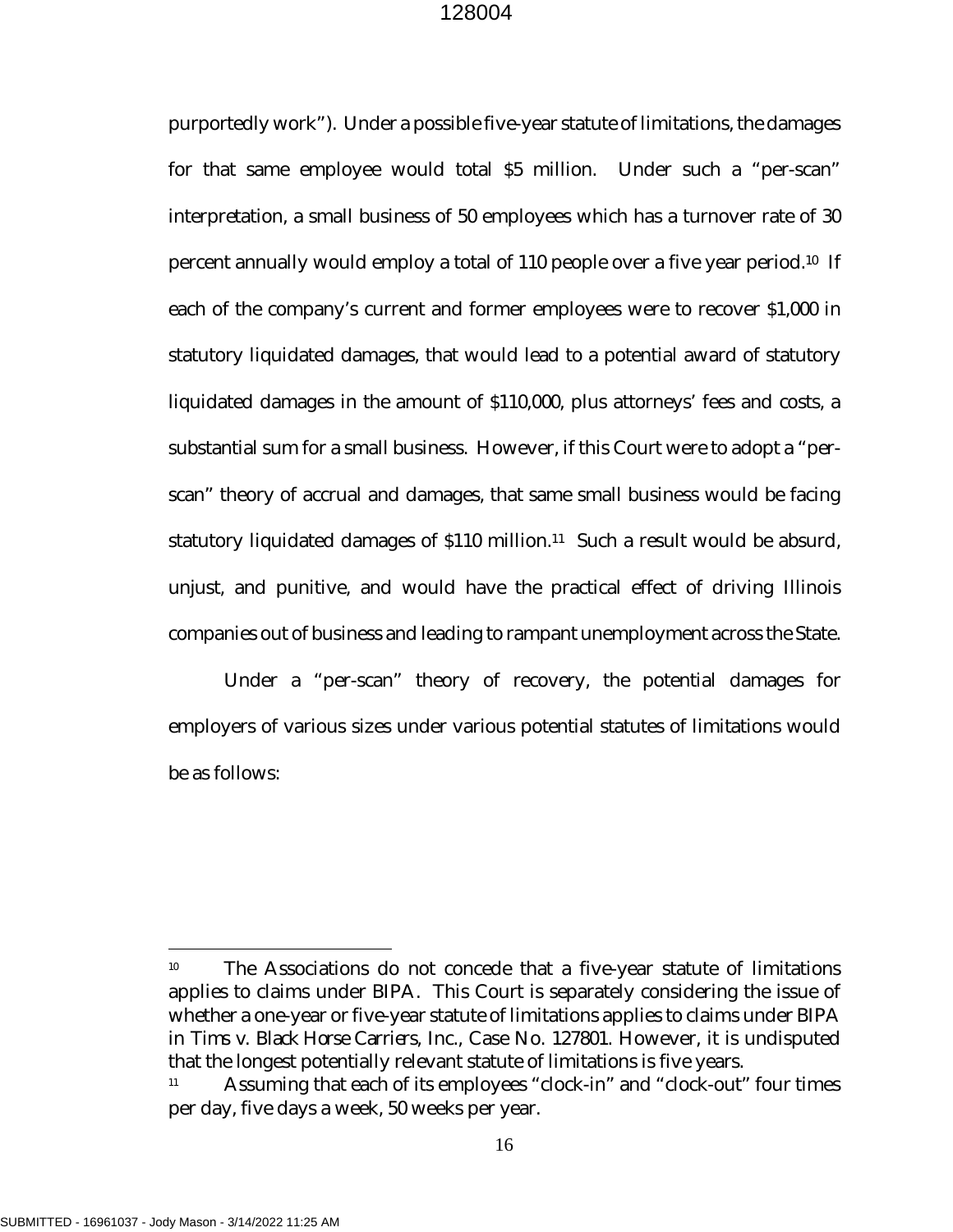purportedly work"). Under a possible five-year statute of limitations, the damages for that same employee would total $5 million. Under such a "per-scan" interpretation, a small business of 50 employees which has a turnover rate of 30 percent annually would employ a total of 110 people over a five year period.[10] If each of the company's current and former employees were to recover $1,000 in statutory liquidated damages, that would lead to a potential award of statutory liquidated damages in the amount of $110,000, plus attorneys' fees and costs, a substantial sum for a small business. However, if this Court were to adopt a "per-scan" theory of accrual and damages, that same small business would be facing statutory liquidated damages of $110 million.[11] Such a result would be absurd, unjust, and punitive, and would have the practical effect of driving Illinois companies out of business and leading to rampant unemployment across the State.

Under a "per-scan" theory of recovery, the potential damages for employers of various sizes under various potential statutes of limitations would be as follows:

---

[10] The Associations do not concede that a five-year statute of limitations applies to claims under BIPA. This Court is separately considering the issue of whether a one-year or five-year statute of limitations applies to claims under BIPA in *Tims v. Black Horse Carriers, Inc.*, Case No. 127801. However, it is undisputed that the longest potentially relevant statute of limitations is five years.

[11] Assuming that each of its employees "clock-in" and "clock-out" four times per day, five days a week, 50 weeks per year.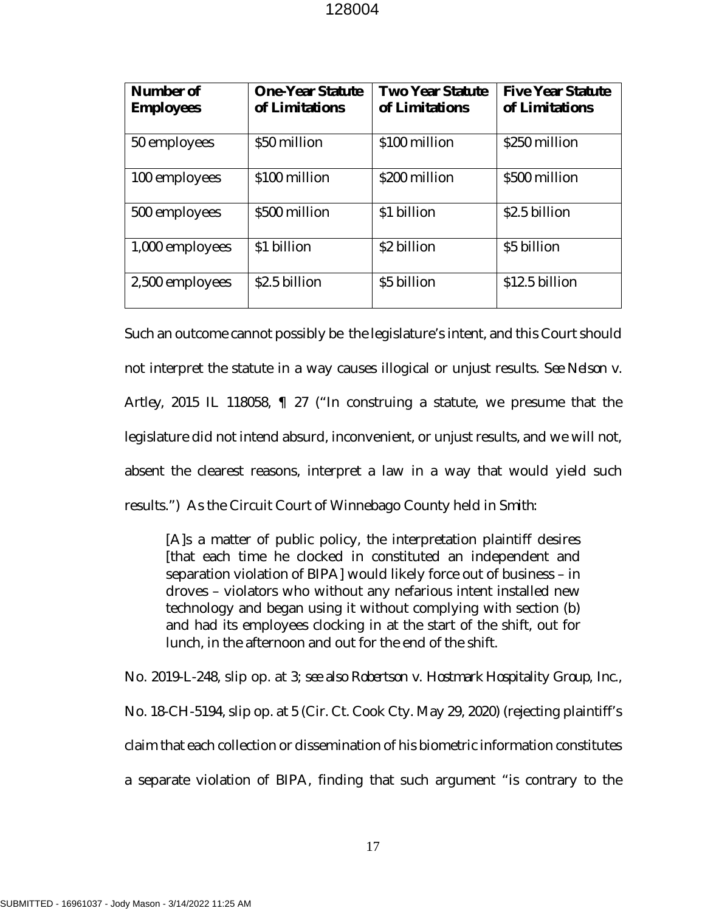| Number of Employees | One-Year Statute of Limitations | Two Year Statute of Limitations | Five Year Statute of Limitations |
|---|---|---|---|
| 50 employees | $50 million | $100 million | $250 million |
| 100 employees | $100 million | $200 million | $500 million |
| 500 employees | $500 million | $1 billion | $2.5 billion |
| 1,000 employees | $1 billion | $2 billion | $5 billion |
| 2,500 employees | $2.5 billion | $5 billion | $12.5 billion |

Such an outcome cannot possibly be the legislature's intent, and this Court should not interpret the statute in a way causes illogical or unjust results. *See Nelson v. Artley*, 2015 IL 118058, ¶ 27 ("In construing a statute, we presume that the legislature did not intend absurd, inconvenient, or unjust results, and we will not, absent the clearest reasons, interpret a law in a way that would yield such results.") As the Circuit Court of Winnebago County held in *Smith*:

> [A]s a matter of public policy, the interpretation plaintiff desires [that each time he clocked in constituted an independent and separation violation of BIPA] would likely force out of business – in droves – violators who without any nefarious intent installed new technology and began using it without complying with section (b) and had its employees clocking in at the start of the shift, out for lunch, in the afternoon and out for the end of the shift.

No. 2019-L-248, slip op. at 3; *see also Robertson v. Hostmark Hospitality Group, Inc.*, No. 18-CH-5194, slip op. at 5 (Cir. Ct. Cook Cty. May 29, 2020) (rejecting plaintiff's claim that each collection or dissemination of his biometric information constitutes a separate violation of BIPA, finding that such argument "is contrary to the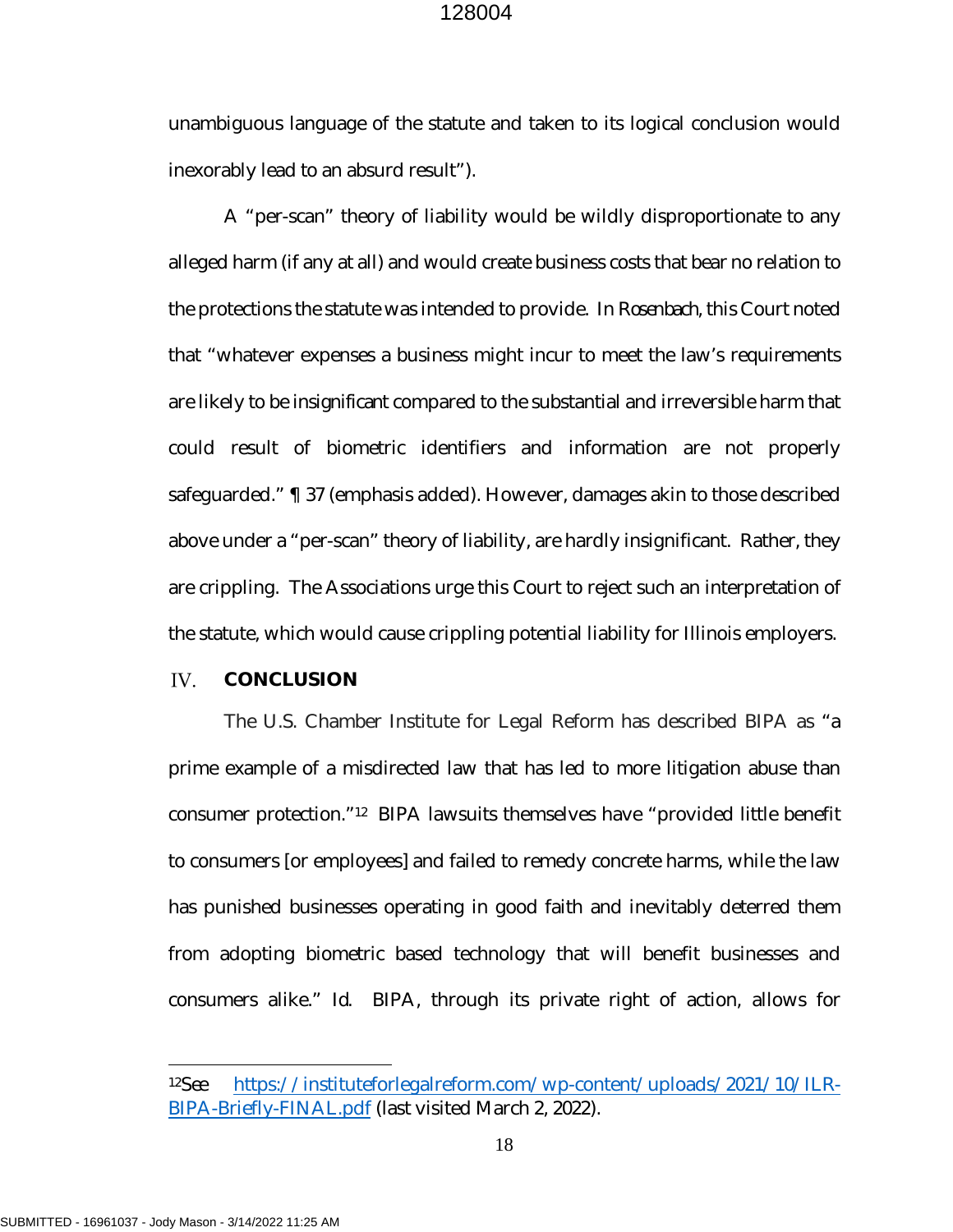unambiguous language of the statute and taken to its logical conclusion would inexorably lead to an absurd result").

A "per-scan" theory of liability would be wildly disproportionate to any alleged harm (if any at all) and would create business costs that bear no relation to the protections the statute was intended to provide. In *Rosenbach*, this Court noted that "whatever expenses a business might incur to meet the law's requirements are likely to be insignificant compared to the substantial and irreversible harm that could result of biometric identifiers and information are not properly safeguarded." ¶ 37 (emphasis added). However, damages akin to those described above under a "per-scan" theory of liability, are hardly insignificant. Rather, they are crippling. The Associations urge this Court to reject such an interpretation of the statute, which would cause crippling potential liability for Illinois employers.

## IV. CONCLUSION

The U.S. Chamber Institute for Legal Reform has described BIPA as "a prime example of a misdirected law that has led to more litigation abuse than consumer protection."[12] BIPA lawsuits themselves have "provided little benefit to consumers [or employees] and failed to remedy concrete harms, while the law has punished businesses operating in good faith and inevitably deterred them from adopting biometric based technology that will benefit businesses and consumers alike." *Id.* BIPA, through its private right of action, allows for

---

[12] *See* https://instituteforlegalreform.com/wp-content/uploads/2021/10/ILR-BIPA-Briefly-FINAL.pdf (last visited March 2, 2022).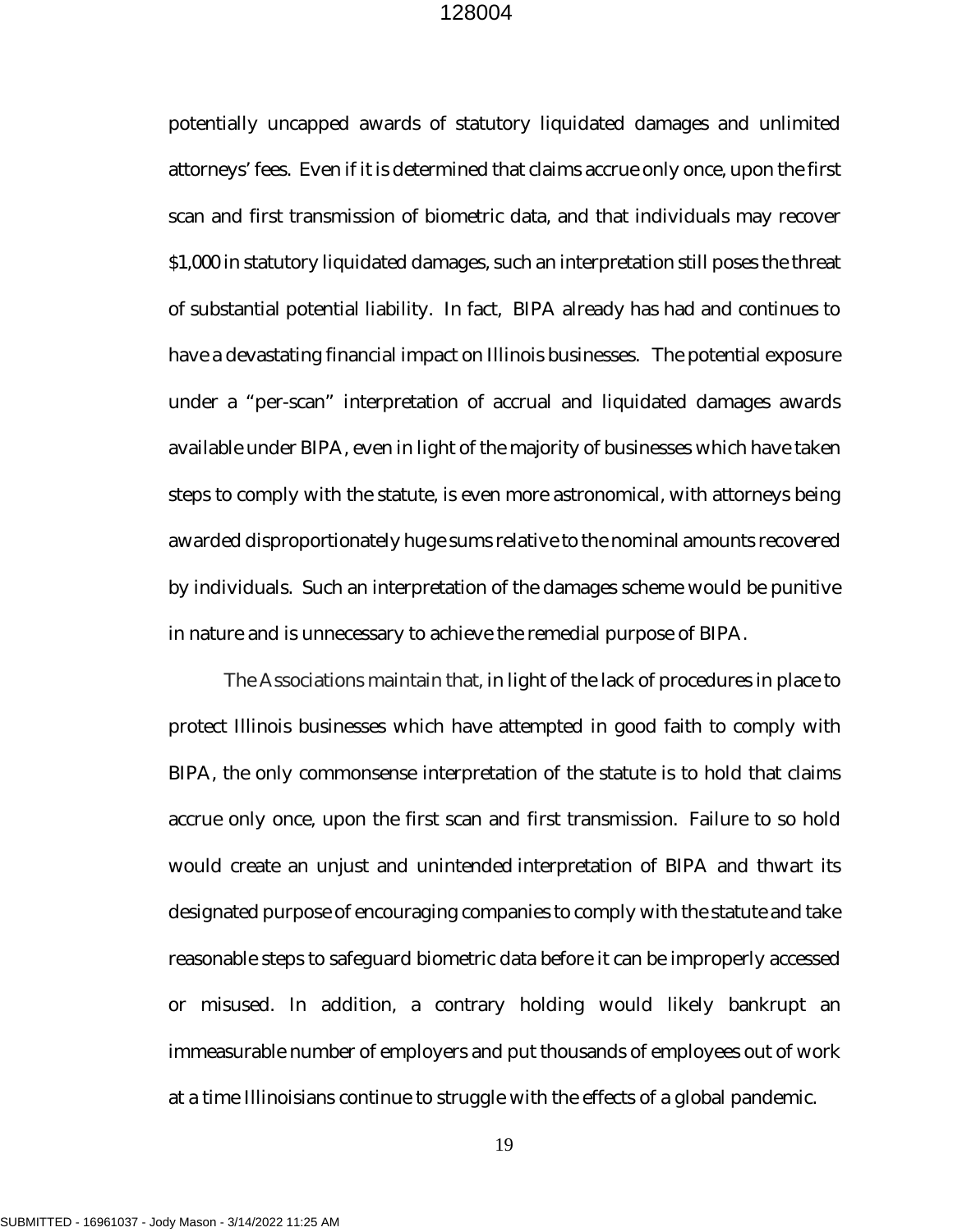potentially uncapped awards of statutory liquidated damages and unlimited attorneys' fees. Even if it is determined that claims accrue only once, upon the first scan and first transmission of biometric data, and that individuals may recover $1,000 in statutory liquidated damages, such an interpretation still poses the threat of substantial potential liability. In fact, BIPA already has had and continues to have a devastating financial impact on Illinois businesses. The potential exposure under a "per-scan" interpretation of accrual and liquidated damages awards available under BIPA, even in light of the majority of businesses which have taken steps to comply with the statute, is even more astronomical, with attorneys being awarded disproportionately huge sums relative to the nominal amounts recovered by individuals. Such an interpretation of the damages scheme would be punitive in nature and is unnecessary to achieve the remedial purpose of BIPA.

The Associations maintain that, in light of the lack of procedures in place to protect Illinois businesses which have attempted in good faith to comply with BIPA, the only commonsense interpretation of the statute is to hold that claims accrue only once, upon the first scan and first transmission. Failure to so hold would create an unjust and unintended interpretation of BIPA and thwart its designated purpose of encouraging companies to comply with the statute and take reasonable steps to safeguard biometric data before it can be improperly accessed or misused. In addition, a contrary holding would likely bankrupt an immeasurable number of employers and put thousands of employees out of work at a time Illinoisians continue to struggle with the effects of a global pandemic.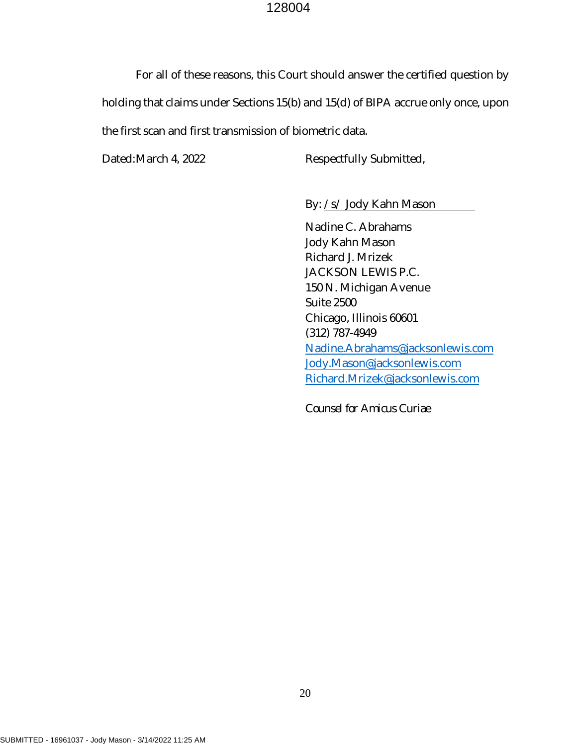For all of these reasons, this Court should answer the certified question by holding that claims under Sections 15(b) and 15(d) of BIPA accrue only once, upon the first scan and first transmission of biometric data.

Dated: March 4, 2022

Respectfully Submitted,

By: /s/ Jody Kahn Mason

Nadine C. Abrahams
Jody Kahn Mason
Richard J. Mrizek
JACKSON LEWIS P.C.
150 N. Michigan Avenue
Suite 2500
Chicago, Illinois 60601
(312) 787-4949
Nadine.Abrahams@jacksonlewis.com
Jody.Mason@jacksonlewis.com
Richard.Mrizek@jacksonlewis.com

*Counsel for Amicus Curiae*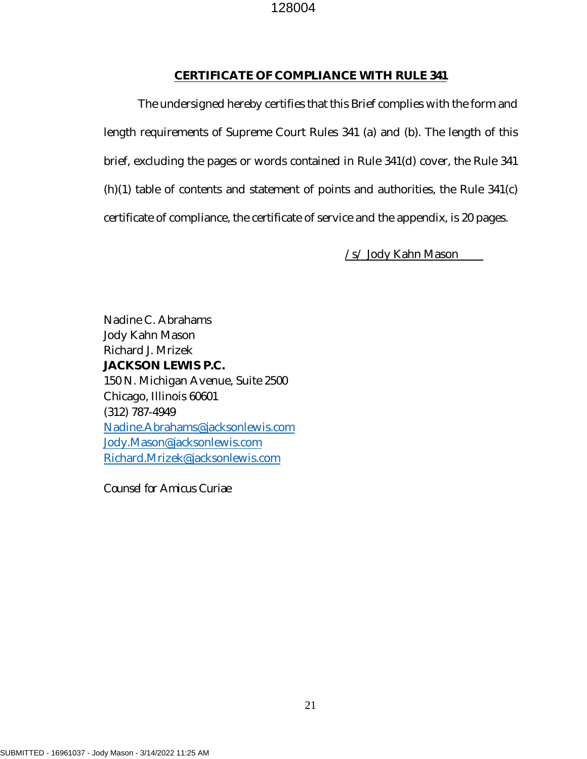## CERTIFICATE OF COMPLIANCE WITH RULE 341

The undersigned hereby certifies that this Brief complies with the form and length requirements of Supreme Court Rules 341 (a) and (b). The length of this brief, excluding the pages or words contained in Rule 341(d) cover, the Rule 341 (h)(1) table of contents and statement of points and authorities, the Rule 341(c) certificate of compliance, the certificate of service and the appendix, is 20 pages.

/s/ Jody Kahn Mason

Nadine C. Abrahams
Jody Kahn Mason
Richard J. Mrizek
**JACKSON LEWIS P.C.**
150 N. Michigan Avenue, Suite 2500
Chicago, Illinois 60601
(312) 787-4949
Nadine.Abrahams@jacksonlewis.com
Jody.Mason@jacksonlewis.com
Richard.Mrizek@jacksonlewis.com

*Counsel for Amicus Curiae*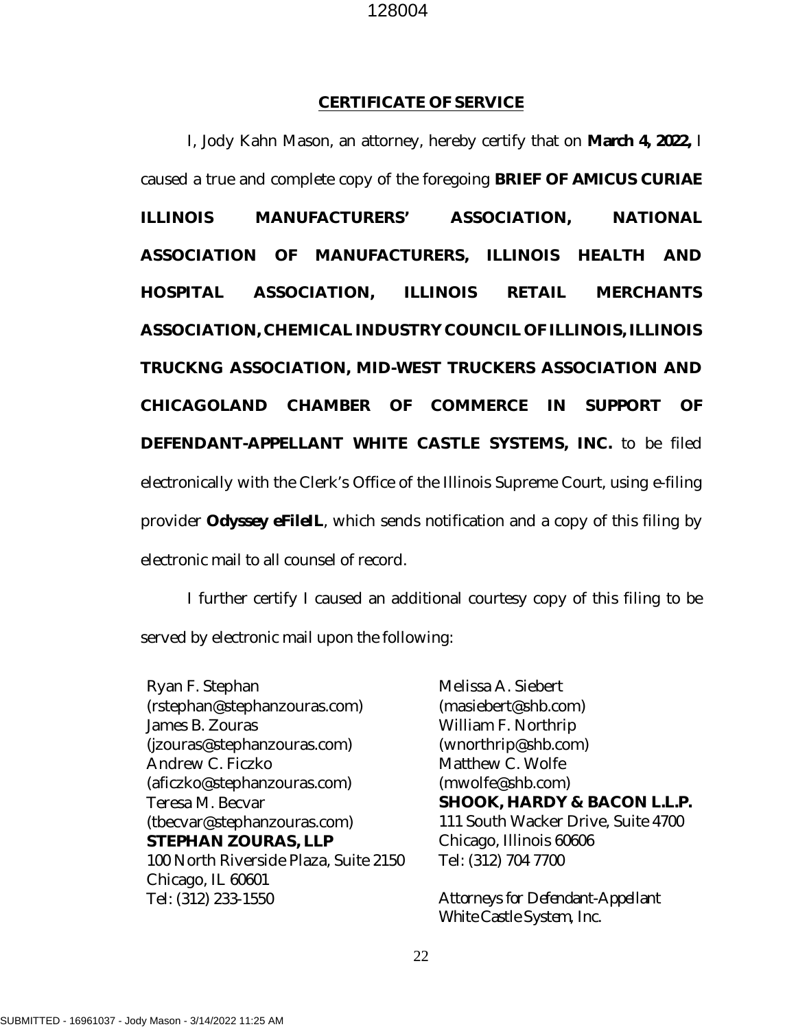## CERTIFICATE OF SERVICE

I, Jody Kahn Mason, an attorney, hereby certify that on **March 4, 2022,** I caused a true and complete copy of the foregoing **BRIEF OF AMICUS CURIAE ILLINOIS MANUFACTURERS' ASSOCIATION, NATIONAL ASSOCIATION OF MANUFACTURERS, ILLINOIS HEALTH AND HOSPITAL ASSOCIATION, ILLINOIS RETAIL MERCHANTS ASSOCIATION, CHEMICAL INDUSTRY COUNCIL OF ILLINOIS, ILLINOIS TRUCKNG ASSOCIATION, MID-WEST TRUCKERS ASSOCIATION AND CHICAGOLAND CHAMBER OF COMMERCE IN SUPPORT OF DEFENDANT-APPELLANT WHITE CASTLE SYSTEMS, INC.** to be filed electronically with the Clerk's Office of the Illinois Supreme Court, using e-filing provider **Odyssey eFileIL**, which sends notification and a copy of this filing by electronic mail to all counsel of record.

I further certify I caused an additional courtesy copy of this filing to be served by electronic mail upon the following:

Ryan F. Stephan
(rstephan@stephanzouras.com)
James B. Zouras
(jzouras@stephanzouras.com)
Andrew C. Ficzko
(aficzko@stephanzouras.com)
Teresa M. Becvar
(tbecvar@stephanzouras.com)
**STEPHAN ZOURAS, LLP**
100 North Riverside Plaza, Suite 2150
Chicago, IL 60601
Tel: (312) 233-1550

Melissa A. Siebert
(masiebert@shb.com)
William F. Northrip
(wnorthrip@shb.com)
Matthew C. Wolfe
(mwolfe@shb.com)
**SHOOK, HARDY & BACON L.L.P.**
111 South Wacker Drive, Suite 4700
Chicago, Illinois 60606
Tel: (312) 704 7700

*Attorneys for Defendant-Appellant White Castle System, Inc.*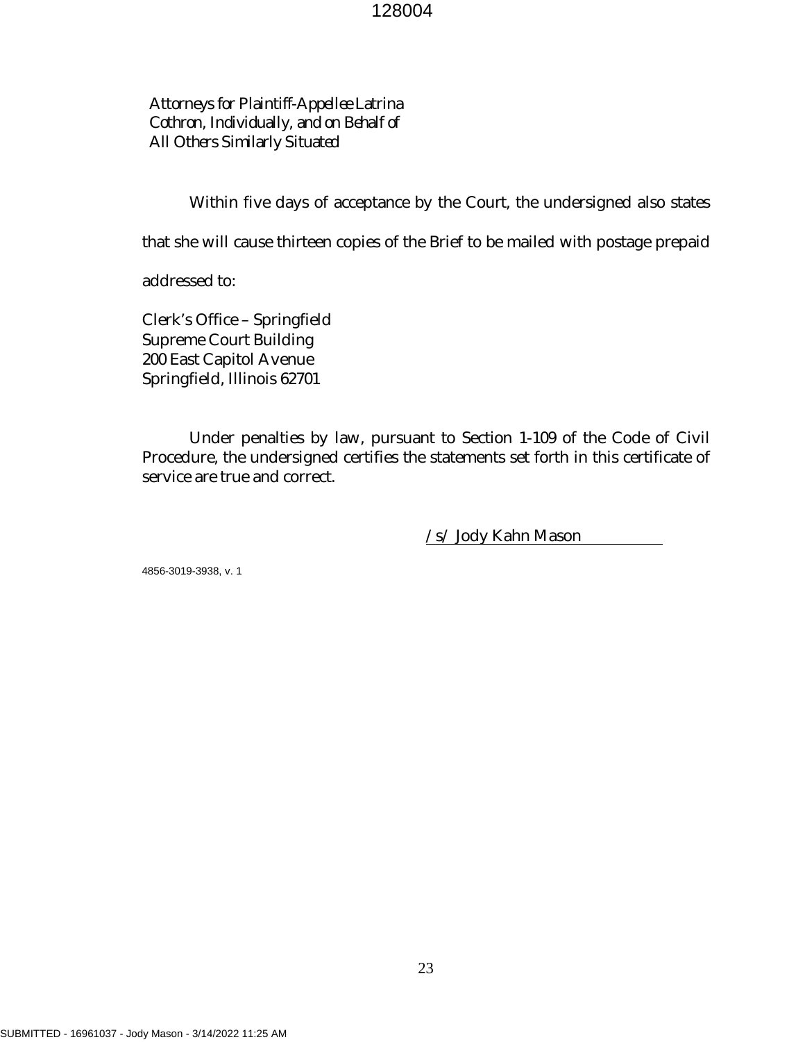*Attorneys for Plaintiff-Appellee Latrina Cothron, Individually, and on Behalf of All Others Similarly Situated*

Within five days of acceptance by the Court, the undersigned also states that she will cause thirteen copies of the Brief to be mailed with postage prepaid addressed to:

Clerk's Office – Springfield
Supreme Court Building
200 East Capitol Avenue
Springfield, Illinois 62701

Under penalties by law, pursuant to Section 1-109 of the Code of Civil Procedure, the undersigned certifies the statements set forth in this certificate of service are true and correct.

/s/ Jody Kahn Mason

4856-3019-3938, v. 1